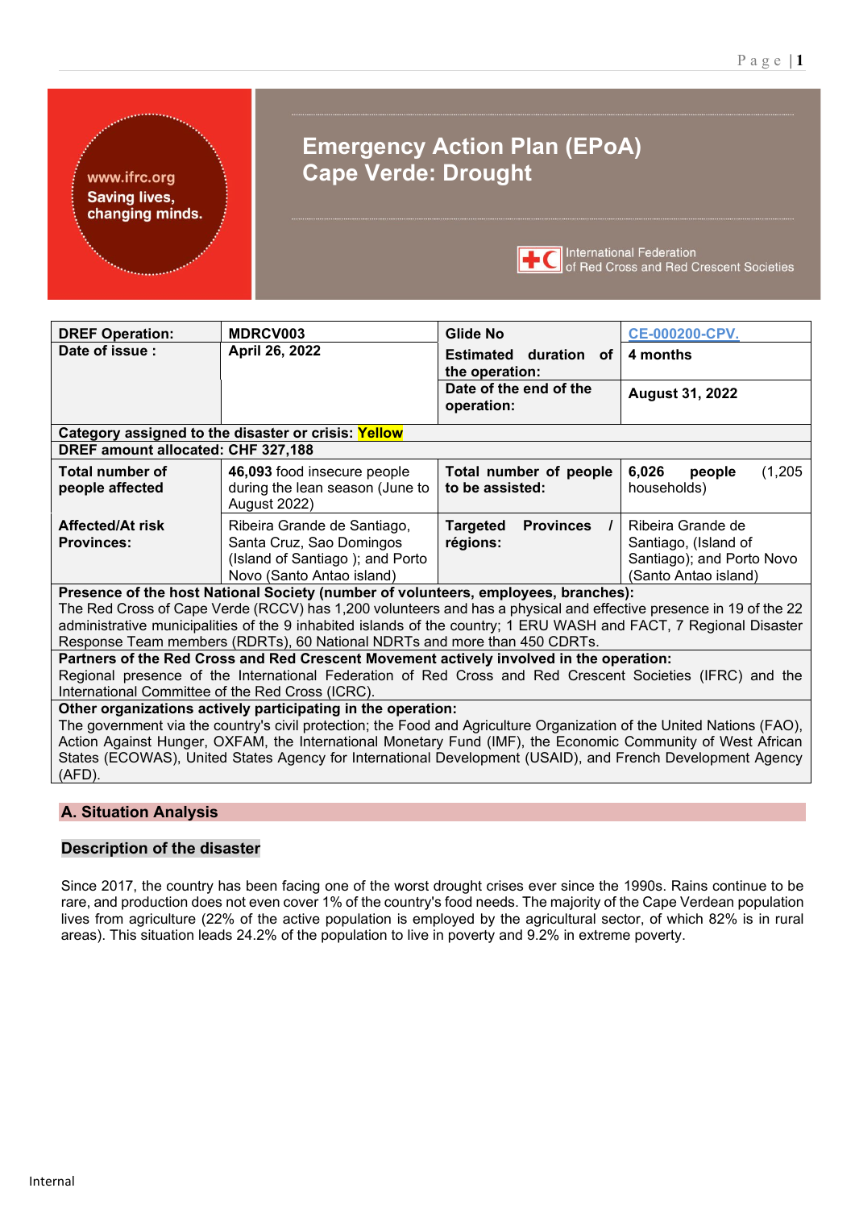# Emergency Action Plan (EPoA) Cape Verde: Drought

www.ifrc.org
Saving lives, changing minds.

International Federation of Red Cross and Red Crescent Societies

| | | | |
|---|---|---|---|
| **DREF Operation:** | **MDRCV003** | **Glide No** | CE-000200-CPV. |
| **Date of issue :** | **April 26, 2022** | **Estimated duration of the operation:** | **4 months** |
| | | **Date of the end of the operation:** | **August 31, 2022** |
| **Category assigned to the disaster or crisis: Yellow** | | | |
| **DREF amount allocated: CHF 327,188** | | | |
| **Total number of people affected** | **46,093** food insecure people during the lean season (June to August 2022) | **Total number of people to be assisted:** | **6,026** people (1,205 households) |
| **Affected/At risk Provinces:** | Ribeira Grande de Santiago, Santa Cruz, Sao Domingos (Island of Santiago ); and Porto Novo (Santo Antao island) | **Targeted Provinces / régions:** | Ribeira Grande de Santiago, (Island of Santiago); and Porto Novo (Santo Antao island) |

**Presence of the host National Society (number of volunteers, employees, branches):**
The Red Cross of Cape Verde (RCCV) has 1,200 volunteers and has a physical and effective presence in 19 of the 22 administrative municipalities of the 9 inhabited islands of the country; 1 ERU WASH and FACT, 7 Regional Disaster Response Team members (RDRTs), 60 National NDRTs and more than 450 CDRTs.

**Partners of the Red Cross and Red Crescent Movement actively involved in the operation:**
Regional presence of the International Federation of Red Cross and Red Crescent Societies (IFRC) and the International Committee of the Red Cross (ICRC).

**Other organizations actively participating in the operation:**
The government via the country's civil protection; the Food and Agriculture Organization of the United Nations (FAO), Action Against Hunger, OXFAM, the International Monetary Fund (IMF), the Economic Community of West African States (ECOWAS), United States Agency for International Development (USAID), and French Development Agency (AFD).

## A. Situation Analysis

### Description of the disaster

Since 2017, the country has been facing one of the worst drought crises ever since the 1990s. Rains continue to be rare, and production does not even cover 1% of the country's food needs. The majority of the Cape Verdean population lives from agriculture (22% of the active population is employed by the agricultural sector, of which 82% is in rural areas). This situation leads 24.2% of the population to live in poverty and 9.2% in extreme poverty.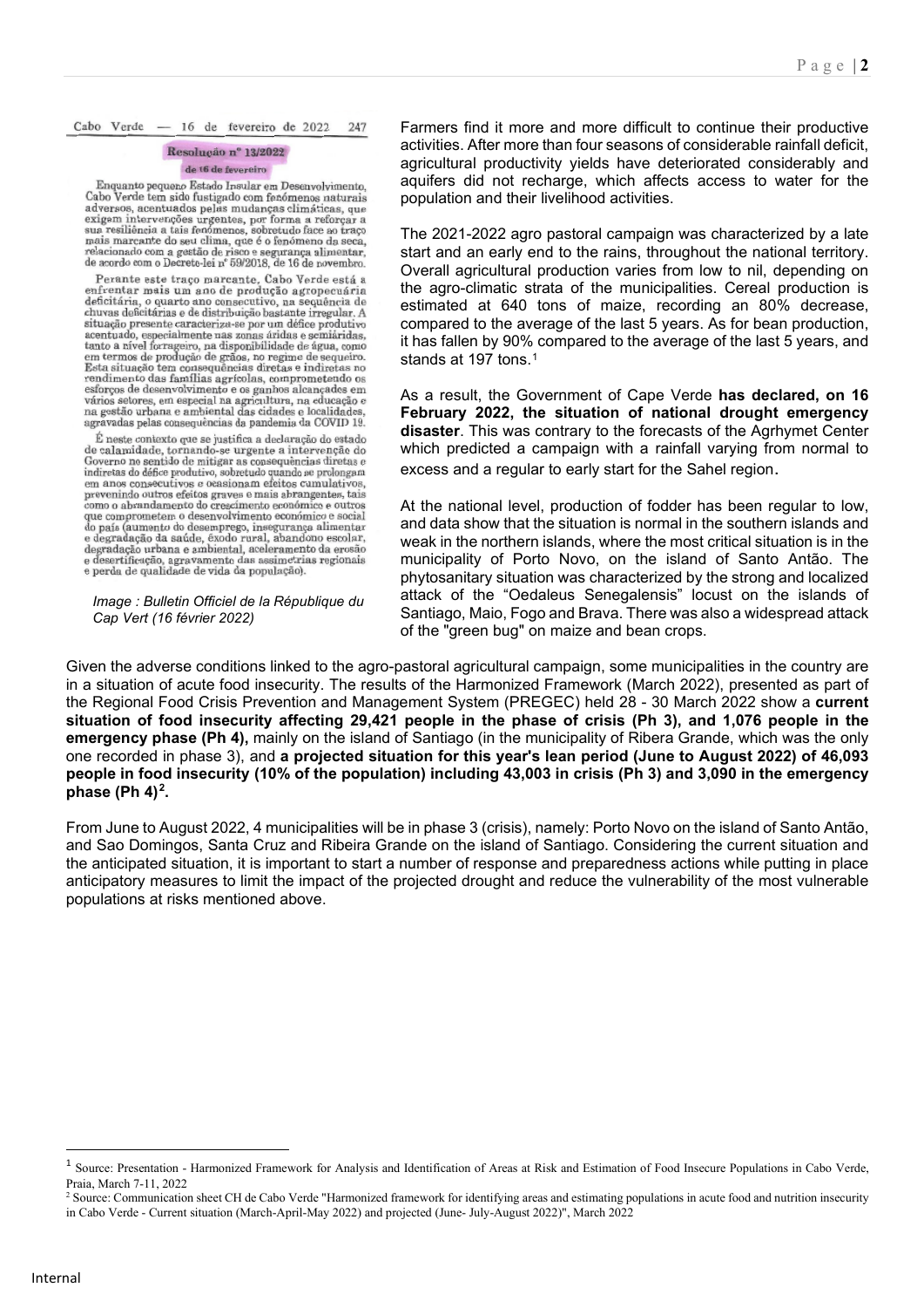Cabo Verde — 16 de fevereiro de 2022 247

**Resolução nº 13/2022**

**de 16 de fevereiro**

Enquanto pequeno Estado Insular em Desenvolvimento, Cabo Verde tem sido fustigado com fenómenos naturais adversos, acentuados pelas mudanças climáticas, que exigem intervenções urgentes, por forma a reforçar a sua resiliência a tais fenómenos, sobretudo face ao traço mais marcante do seu clima, que é o fenómeno da seca, relacionado com a gestão de risco e segurança alimentar, de acordo com o Decreto-lei nº 59/2018, de 16 de novembro.

Perante este traço marcante, Cabo Verde está a enfrentar mais um ano de produção agropecuária deficitária, o quarto ano consecutivo, na sequência de chuvas deficitárias e de distribuição bastante irregular. A situação presente caracteriza-se por um défice produtivo acentuado, especialmente nas zonas áridas e semiáridas, tanto a nível forrageiro, na disponibilidade de água, como em termos de produção de grãos, no regime de sequeiro. Esta situação tem consequências diretas e indiretas no rendimento das famílias agrícolas, comprometendo os esforços de desenvolvimento e os ganhos alcançados em vários setores, em especial na agricultura, na educação e na gestão urbana e ambiental das cidades e localidades, agravadas pelas consequências da pandemia da COVID 19.

É neste contexto que se justifica a declaração do estado de calamidade, tornando-se urgente a intervenção do Governo no sentido de mitigar as consequências diretas e indiretas do défice produtivo, sobretudo quando se prolongam em anos consecutivos e ocasionam efeitos cumulativos, prevenindo outros efeitos graves e mais abrangentes, tais como o abrandamento do crescimento económico e outros que comprometem o desenvolvimento económico e social do país (aumento do desemprego, insegurança alimentar e degradação da saúde, êxodo rural, abandono escolar, degradação urbana e ambiental, aceleramento da erosão e desertificação, agravamento das assimetrias regionais e perda de qualidade de vida da população).

*Image : Bulletin Officiel de la République du Cap Vert (16 février 2022)*

Farmers find it more and more difficult to continue their productive activities. After more than four seasons of considerable rainfall deficit, agricultural productivity yields have deteriorated considerably and aquifers did not recharge, which affects access to water for the population and their livelihood activities.

The 2021-2022 agro pastoral campaign was characterized by a late start and an early end to the rains, throughout the national territory. Overall agricultural production varies from low to nil, depending on the agro-climatic strata of the municipalities. Cereal production is estimated at 640 tons of maize, recording an 80% decrease, compared to the average of the last 5 years. As for bean production, it has fallen by 90% compared to the average of the last 5 years, and stands at 197 tons.[1]

As a result, the Government of Cape Verde **has declared, on 16 February 2022, the situation of national drought emergency disaster**. This was contrary to the forecasts of the Agrhymet Center which predicted a campaign with a rainfall varying from normal to excess and a regular to early start for the Sahel region.

At the national level, production of fodder has been regular to low, and data show that the situation is normal in the southern islands and weak in the northern islands, where the most critical situation is in the municipality of Porto Novo, on the island of Santo Antão. The phytosanitary situation was characterized by the strong and localized attack of the "Oedaleus Senegalensis" locust on the islands of Santiago, Maio, Fogo and Brava. There was also a widespread attack of the "green bug" on maize and bean crops.

Given the adverse conditions linked to the agro-pastoral agricultural campaign, some municipalities in the country are in a situation of acute food insecurity. The results of the Harmonized Framework (March 2022), presented as part of the Regional Food Crisis Prevention and Management System (PREGEC) held 28 - 30 March 2022 show a **current situation of food insecurity affecting 29,421 people in the phase of crisis (Ph 3), and 1,076 people in the emergency phase (Ph 4),** mainly on the island of Santiago (in the municipality of Ribera Grande, which was the only one recorded in phase 3), and **a projected situation for this year's lean period (June to August 2022) of 46,093 people in food insecurity (10% of the population) including 43,003 in crisis (Ph 3) and 3,090 in the emergency phase (Ph 4)[2].**

From June to August 2022, 4 municipalities will be in phase 3 (crisis), namely: Porto Novo on the island of Santo Antão, and Sao Domingos, Santa Cruz and Ribeira Grande on the island of Santiago. Considering the current situation and the anticipated situation, it is important to start a number of response and preparedness actions while putting in place anticipatory measures to limit the impact of the projected drought and reduce the vulnerability of the most vulnerable populations at risks mentioned above.

---

[1] Source: Presentation - Harmonized Framework for Analysis and Identification of Areas at Risk and Estimation of Food Insecure Populations in Cabo Verde, Praia, March 7-11, 2022

[2] Source: Communication sheet CH de Cabo Verde "Harmonized framework for identifying areas and estimating populations in acute food and nutrition insecurity in Cabo Verde - Current situation (March-April-May 2022) and projected (June- July-August 2022)", March 2022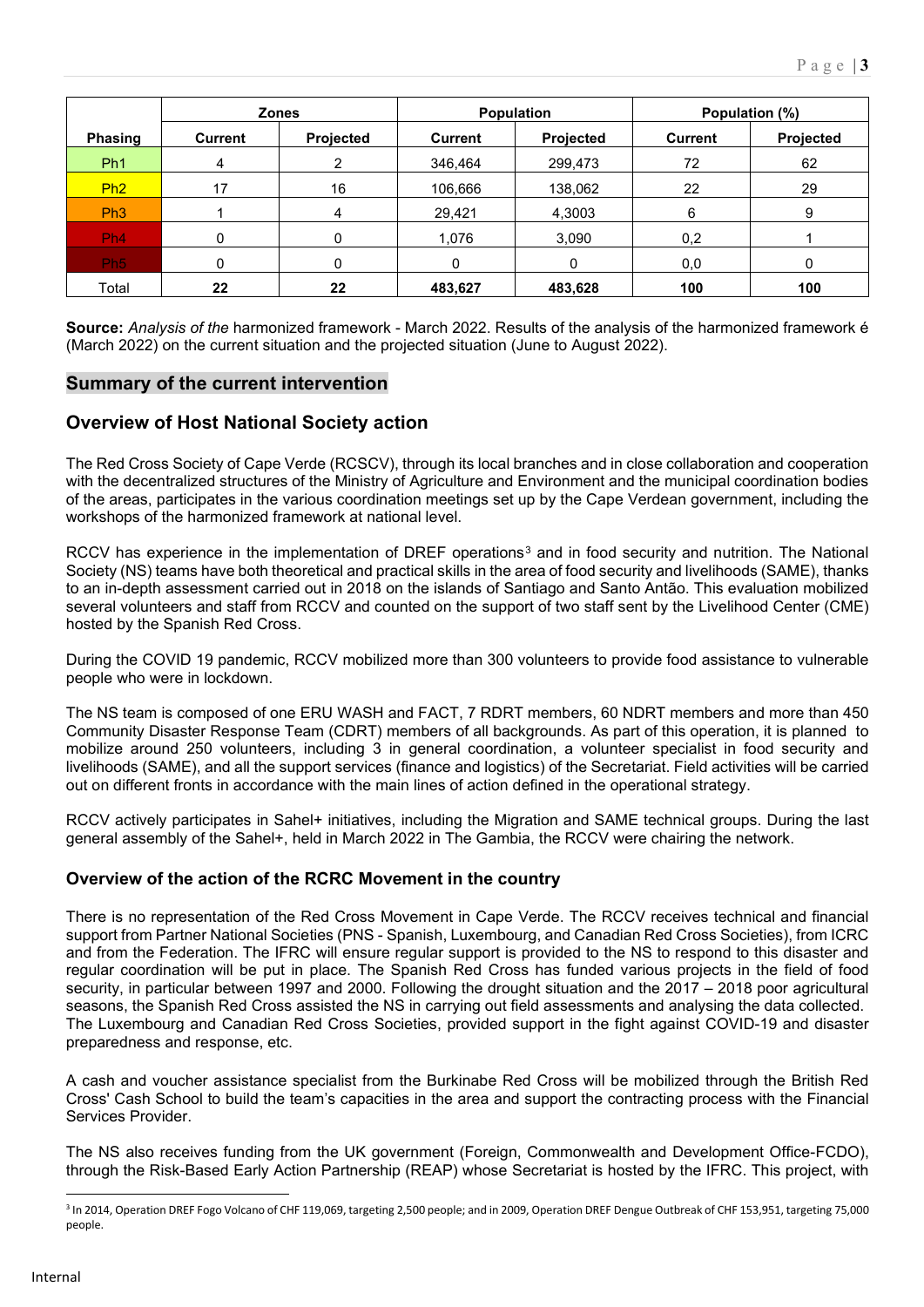| Phasing | Zones | | Population | | Population (%) | |
|---|---|---|---|---|---|---|
| | **Current** | **Projected** | **Current** | **Projected** | **Current** | **Projected** |
| Ph1 | 4 | 2 | 346,464 | 299,473 | 72 | 62 |
| Ph2 | 17 | 16 | 106,666 | 138,062 | 22 | 29 |
| Ph3 | 1 | 4 | 29,421 | 4,3003 | 6 | 9 |
| Ph4 | 0 | 0 | 1,076 | 3,090 | 0,2 | 1 |
| Ph5 | 0 | 0 | 0 | 0 | 0,0 | 0 |
| Total | **22** | **22** | **483,627** | **483,628** | **100** | **100** |

**Source:** *Analysis of the* harmonized framework - March 2022. Results of the analysis of the harmonized framework é (March 2022) on the current situation and the projected situation (June to August 2022).

## Summary of the current intervention

### Overview of Host National Society action

The Red Cross Society of Cape Verde (RCSCV), through its local branches and in close collaboration and cooperation with the decentralized structures of the Ministry of Agriculture and Environment and the municipal coordination bodies of the areas, participates in the various coordination meetings set up by the Cape Verdean government, including the workshops of the harmonized framework at national level.

RCCV has experience in the implementation of DREF operations[3] and in food security and nutrition. The National Society (NS) teams have both theoretical and practical skills in the area of food security and livelihoods (SAME), thanks to an in-depth assessment carried out in 2018 on the islands of Santiago and Santo Antão. This evaluation mobilized several volunteers and staff from RCCV and counted on the support of two staff sent by the Livelihood Center (CME) hosted by the Spanish Red Cross.

During the COVID 19 pandemic, RCCV mobilized more than 300 volunteers to provide food assistance to vulnerable people who were in lockdown.

The NS team is composed of one ERU WASH and FACT, 7 RDRT members, 60 NDRT members and more than 450 Community Disaster Response Team (CDRT) members of all backgrounds. As part of this operation, it is planned to mobilize around 250 volunteers, including 3 in general coordination, a volunteer specialist in food security and livelihoods (SAME), and all the support services (finance and logistics) of the Secretariat. Field activities will be carried out on different fronts in accordance with the main lines of action defined in the operational strategy.

RCCV actively participates in Sahel+ initiatives, including the Migration and SAME technical groups. During the last general assembly of the Sahel+, held in March 2022 in The Gambia, the RCCV were chairing the network.

### Overview of the action of the RCRC Movement in the country

There is no representation of the Red Cross Movement in Cape Verde. The RCCV receives technical and financial support from Partner National Societies (PNS - Spanish, Luxembourg, and Canadian Red Cross Societies), from ICRC and from the Federation. The IFRC will ensure regular support is provided to the NS to respond to this disaster and regular coordination will be put in place. The Spanish Red Cross has funded various projects in the field of food security, in particular between 1997 and 2000. Following the drought situation and the 2017 – 2018 poor agricultural seasons, the Spanish Red Cross assisted the NS in carrying out field assessments and analysing the data collected. The Luxembourg and Canadian Red Cross Societies, provided support in the fight against COVID-19 and disaster preparedness and response, etc.

A cash and voucher assistance specialist from the Burkinabe Red Cross will be mobilized through the British Red Cross' Cash School to build the team's capacities in the area and support the contracting process with the Financial Services Provider.

The NS also receives funding from the UK government (Foreign, Commonwealth and Development Office-FCDO), through the Risk-Based Early Action Partnership (REAP) whose Secretariat is hosted by the IFRC. This project, with

[3] In 2014, Operation DREF Fogo Volcano of CHF 119,069, targeting 2,500 people; and in 2009, Operation DREF Dengue Outbreak of CHF 153,951, targeting 75,000 people.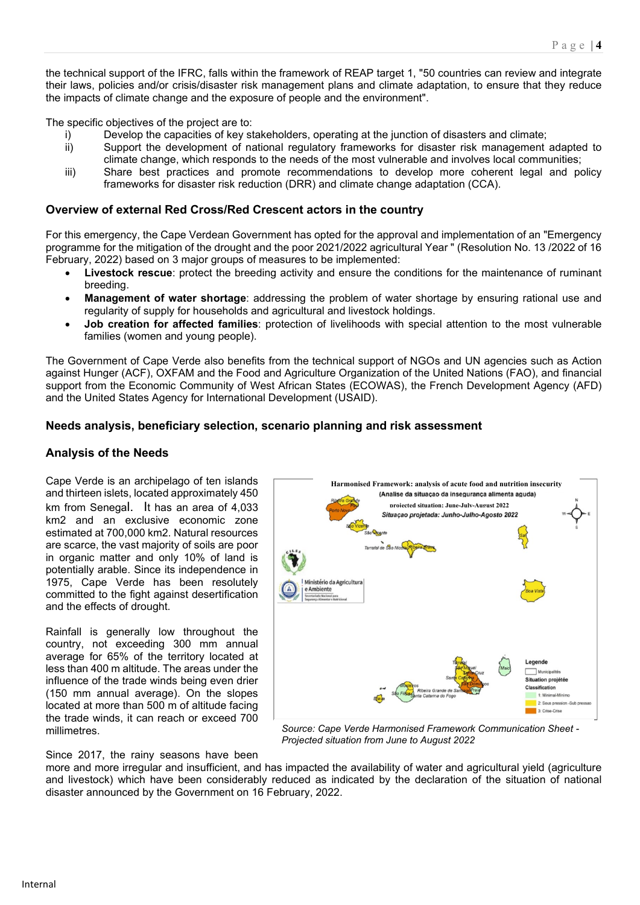the technical support of the IFRC, falls within the framework of REAP target 1, "50 countries can review and integrate their laws, policies and/or crisis/disaster risk management plans and climate adaptation, to ensure that they reduce the impacts of climate change and the exposure of people and the environment".

The specific objectives of the project are to:

i) Develop the capacities of key stakeholders, operating at the junction of disasters and climate;
ii) Support the development of national regulatory frameworks for disaster risk management adapted to climate change, which responds to the needs of the most vulnerable and involves local communities;
iii) Share best practices and promote recommendations to develop more coherent legal and policy frameworks for disaster risk reduction (DRR) and climate change adaptation (CCA).

### Overview of external Red Cross/Red Crescent actors in the country

For this emergency, the Cape Verdean Government has opted for the approval and implementation of an "Emergency programme for the mitigation of the drought and the poor 2021/2022 agricultural Year " (Resolution No. 13 /2022 of 16 February, 2022) based on 3 major groups of measures to be implemented:

- **Livestock rescue**: protect the breeding activity and ensure the conditions for the maintenance of ruminant breeding.
- **Management of water shortage**: addressing the problem of water shortage by ensuring rational use and regularity of supply for households and agricultural and livestock holdings.
- **Job creation for affected families**: protection of livelihoods with special attention to the most vulnerable families (women and young people).

The Government of Cape Verde also benefits from the technical support of NGOs and UN agencies such as Action against Hunger (ACF), OXFAM and the Food and Agriculture Organization of the United Nations (FAO), and financial support from the Economic Community of West African States (ECOWAS), the French Development Agency (AFD) and the United States Agency for International Development (USAID).

### Needs analysis, beneficiary selection, scenario planning and risk assessment

### Analysis of the Needs

Cape Verde is an archipelago of ten islands and thirteen islets, located approximately 450 km from Senegal. It has an area of 4,033 km2 and an exclusive economic zone estimated at 700,000 km2. Natural resources are scarce, the vast majority of soils are poor in organic matter and only 10% of land is potentially arable. Since its independence in 1975, Cape Verde has been resolutely committed to the fight against desertification and the effects of drought.

Rainfall is generally low throughout the country, not exceeding 300 mm annual average for 65% of the territory located at less than 400 m altitude. The areas under the influence of the trade winds being even drier (150 mm annual average). On the slopes located at more than 500 m of altitude facing the trade winds, it can reach or exceed 700 millimetres.

*Source: Cape Verde Harmonised Framework Communication Sheet - Projected situation from June to August 2022*

Since 2017, the rainy seasons have been more and more irregular and insufficient, and has impacted the availability of water and agricultural yield (agriculture and livestock) which have been considerably reduced as indicated by the declaration of the situation of national disaster announced by the Government on 16 February, 2022.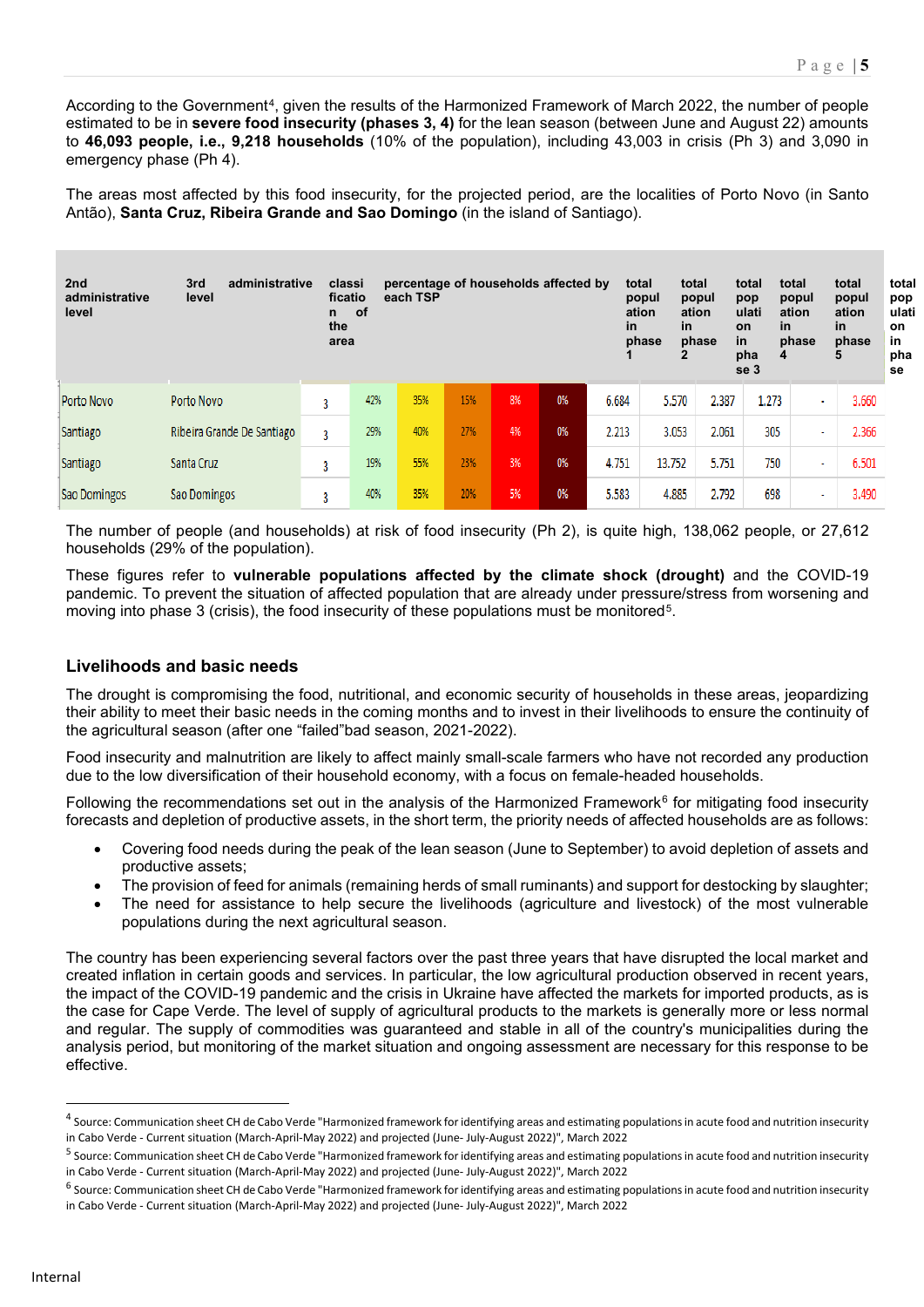According to the Government[4], given the results of the Harmonized Framework of March 2022, the number of people estimated to be in **severe food insecurity (phases 3, 4)** for the lean season (between June and August 22) amounts to **46,093 people, i.e., 9,218 households** (10% of the population), including 43,003 in crisis (Ph 3) and 3,090 in emergency phase (Ph 4).

The areas most affected by this food insecurity, for the projected period, are the localities of Porto Novo (in Santo Antão), **Santa Cruz, Ribeira Grande and Sao Domingo** (in the island of Santiago).

| 2nd administrative level | 3rd administrative level | classification of the area | percentage of households affected by each TSP | | | | | total population in phase 1 | total population in phase 2 | total population in phase 3 | total population in phase 4 | total population in phase 5 | total population in phase 3 |
|---|---|---|---|---|---|---|---|---|---|---|---|---|---|
| Porto Novo | Porto Novo | 3 | 42% | 35% | 15% | 8% | 0% | 6.684 | 5.570 | 2.387 | 1.273 | - | 3.660 |
| Santiago | Ribeira Grande De Santiago | 3 | 29% | 40% | 27% | 4% | 0% | 2.213 | 3.053 | 2.061 | 305 | - | 2.366 |
| Santiago | Santa Cruz | 3 | 19% | 55% | 23% | 3% | 0% | 4.751 | 13.752 | 5.751 | 750 | - | 6.501 |
| Sao Domingos | Sao Domingos | 3 | 40% | 35% | 20% | 5% | 0% | 5.583 | 4.885 | 2.792 | 698 | - | 3.490 |

The number of people (and households) at risk of food insecurity (Ph 2), is quite high, 138,062 people, or 27,612 households (29% of the population).

These figures refer to **vulnerable populations affected by the climate shock (drought)** and the COVID-19 pandemic. To prevent the situation of affected population that are already under pressure/stress from worsening and moving into phase 3 (crisis), the food insecurity of these populations must be monitored[5].

## Livelihoods and basic needs

The drought is compromising the food, nutritional, and economic security of households in these areas, jeopardizing their ability to meet their basic needs in the coming months and to invest in their livelihoods to ensure the continuity of the agricultural season (after one "failed"bad season, 2021-2022).

Food insecurity and malnutrition are likely to affect mainly small-scale farmers who have not recorded any production due to the low diversification of their household economy, with a focus on female-headed households.

Following the recommendations set out in the analysis of the Harmonized Framework[6] for mitigating food insecurity forecasts and depletion of productive assets, in the short term, the priority needs of affected households are as follows:

- Covering food needs during the peak of the lean season (June to September) to avoid depletion of assets and productive assets;
- The provision of feed for animals (remaining herds of small ruminants) and support for destocking by slaughter;
- The need for assistance to help secure the livelihoods (agriculture and livestock) of the most vulnerable populations during the next agricultural season.

The country has been experiencing several factors over the past three years that have disrupted the local market and created inflation in certain goods and services. In particular, the low agricultural production observed in recent years, the impact of the COVID-19 pandemic and the crisis in Ukraine have affected the markets for imported products, as is the case for Cape Verde. The level of supply of agricultural products to the markets is generally more or less normal and regular. The supply of commodities was guaranteed and stable in all of the country's municipalities during the analysis period, but monitoring of the market situation and ongoing assessment are necessary for this response to be effective.

---

[4] Source: Communication sheet CH de Cabo Verde "Harmonized framework for identifying areas and estimating populations in acute food and nutrition insecurity in Cabo Verde - Current situation (March-April-May 2022) and projected (June- July-August 2022)", March 2022

[5] Source: Communication sheet CH de Cabo Verde "Harmonized framework for identifying areas and estimating populations in acute food and nutrition insecurity in Cabo Verde - Current situation (March-April-May 2022) and projected (June- July-August 2022)", March 2022

[6] Source: Communication sheet CH de Cabo Verde "Harmonized framework for identifying areas and estimating populations in acute food and nutrition insecurity in Cabo Verde - Current situation (March-April-May 2022) and projected (June- July-August 2022)", March 2022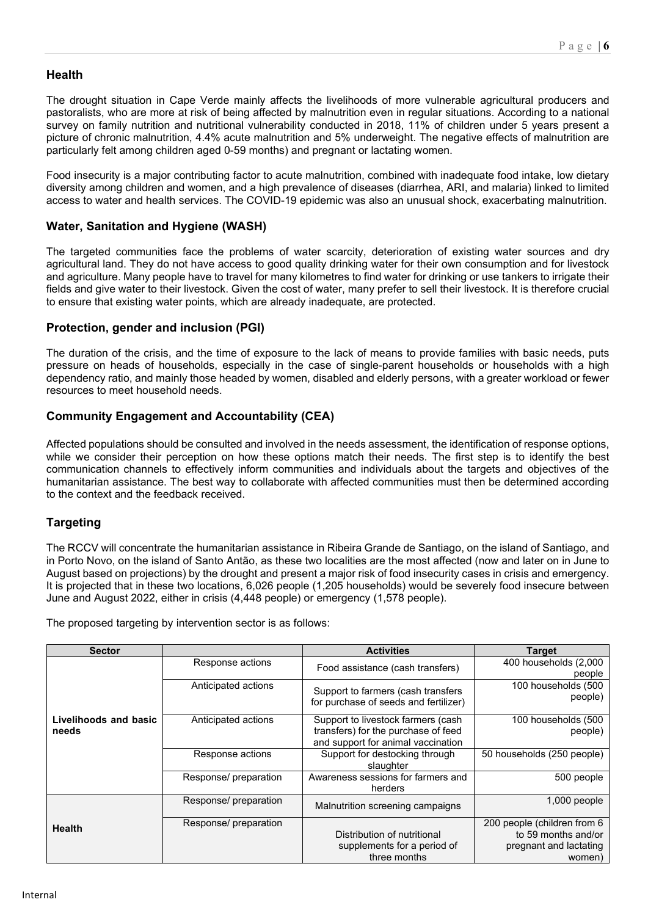## Health

The drought situation in Cape Verde mainly affects the livelihoods of more vulnerable agricultural producers and pastoralists, who are more at risk of being affected by malnutrition even in regular situations. According to a national survey on family nutrition and nutritional vulnerability conducted in 2018, 11% of children under 5 years present a picture of chronic malnutrition, 4.4% acute malnutrition and 5% underweight. The negative effects of malnutrition are particularly felt among children aged 0-59 months) and pregnant or lactating women.

Food insecurity is a major contributing factor to acute malnutrition, combined with inadequate food intake, low dietary diversity among children and women, and a high prevalence of diseases (diarrhea, ARI, and malaria) linked to limited access to water and health services. The COVID-19 epidemic was also an unusual shock, exacerbating malnutrition.

## Water, Sanitation and Hygiene (WASH)

The targeted communities face the problems of water scarcity, deterioration of existing water sources and dry agricultural land. They do not have access to good quality drinking water for their own consumption and for livestock and agriculture. Many people have to travel for many kilometres to find water for drinking or use tankers to irrigate their fields and give water to their livestock. Given the cost of water, many prefer to sell their livestock. It is therefore crucial to ensure that existing water points, which are already inadequate, are protected.

## Protection, gender and inclusion (PGI)

The duration of the crisis, and the time of exposure to the lack of means to provide families with basic needs, puts pressure on heads of households, especially in the case of single-parent households or households with a high dependency ratio, and mainly those headed by women, disabled and elderly persons, with a greater workload or fewer resources to meet household needs.

## Community Engagement and Accountability (CEA)

Affected populations should be consulted and involved in the needs assessment, the identification of response options, while we consider their perception on how these options match their needs. The first step is to identify the best communication channels to effectively inform communities and individuals about the targets and objectives of the humanitarian assistance. The best way to collaborate with affected communities must then be determined according to the context and the feedback received.

## Targeting

The RCCV will concentrate the humanitarian assistance in Ribeira Grande de Santiago, on the island of Santiago, and in Porto Novo, on the island of Santo Antão, as these two localities are the most affected (now and later on in June to August based on projections) by the drought and present a major risk of food insecurity cases in crisis and emergency. It is projected that in these two locations, 6,026 people (1,205 households) would be severely food insecure between June and August 2022, either in crisis (4,448 people) or emergency (1,578 people).

The proposed targeting by intervention sector is as follows:

| Sector | | Activities | Target |
|---|---|---|---|
| **Livelihoods and basic needs** | Response actions | Food assistance (cash transfers) | 400 households (2,000 people |
| | Anticipated actions | Support to farmers (cash transfers for purchase of seeds and fertilizer) | 100 households (500 people) |
| | Anticipated actions | Support to livestock farmers (cash transfers) for the purchase of feed and support for animal vaccination | 100 households (500 people) |
| | Response actions | Support for destocking through slaughter | 50 households (250 people) |
| | Response/ preparation | Awareness sessions for farmers and herders | 500 people |
| **Health** | Response/ preparation | Malnutrition screening campaigns | 1,000 people |
| | Response/ preparation | Distribution of nutritional supplements for a period of three months | 200 people (children from 6 to 59 months and/or pregnant and lactating women) |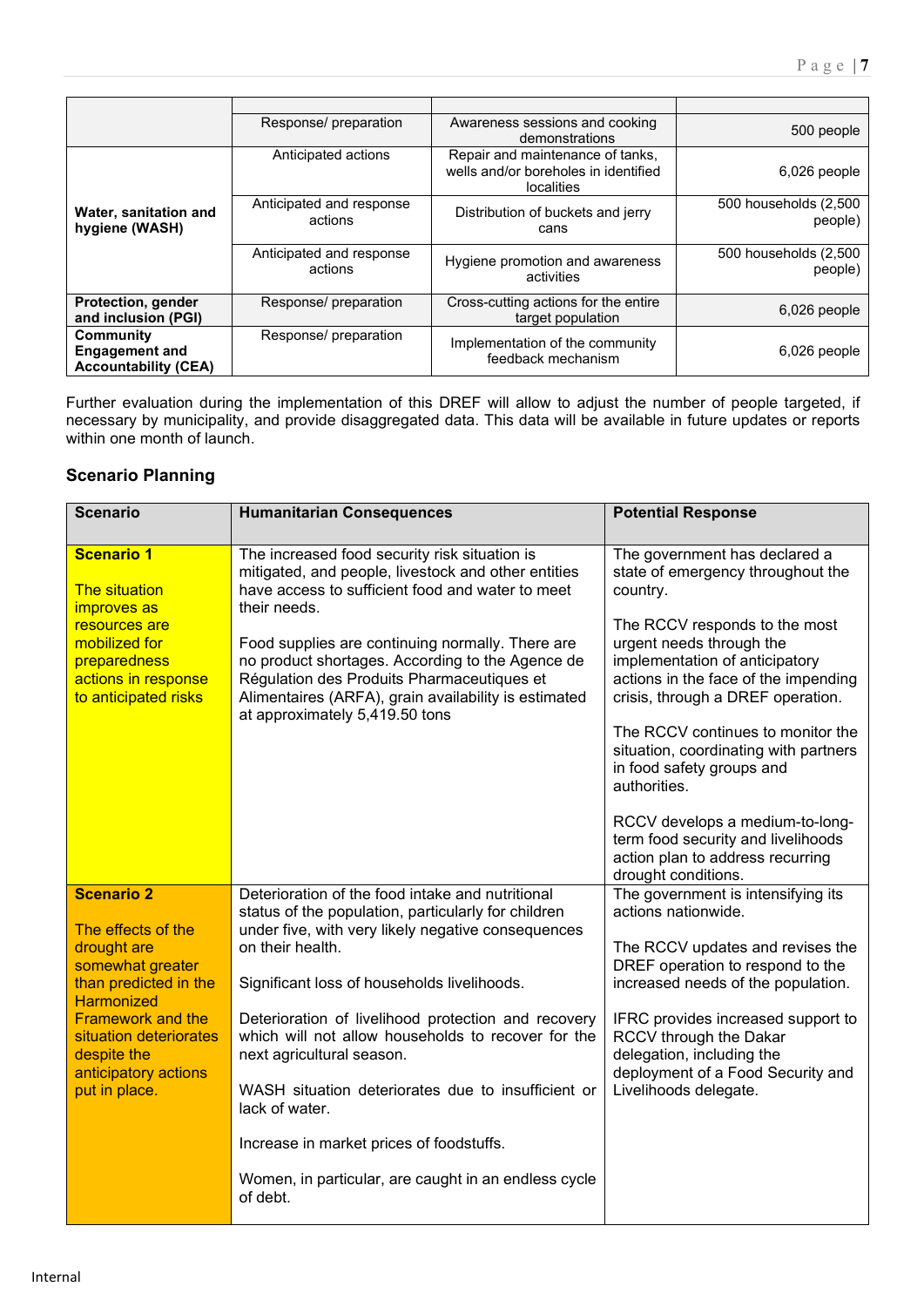| | | | |
|---|---|---|---|
| | Response/ preparation | Awareness sessions and cooking demonstrations | 500 people |
| **Water, sanitation and hygiene (WASH)** | Anticipated actions | Repair and maintenance of tanks, wells and/or boreholes in identified localities | 6,026 people |
| | Anticipated and response actions | Distribution of buckets and jerry cans | 500 households (2,500 people) |
| | Anticipated and response actions | Hygiene promotion and awareness activities | 500 households (2,500 people) |
| **Protection, gender and inclusion (PGI)** | Response/ preparation | Cross-cutting actions for the entire target population | 6,026 people |
| **Community Engagement and Accountability (CEA)** | Response/ preparation | Implementation of the community feedback mechanism | 6,026 people |

Further evaluation during the implementation of this DREF will allow to adjust the number of people targeted, if necessary by municipality, and provide disaggregated data. This data will be available in future updates or reports within one month of launch.

### Scenario Planning

| Scenario | Humanitarian Consequences | Potential Response |
|---|---|---|
| **Scenario 1**<br><br>The situation improves as resources are mobilized for preparedness actions in response to anticipated risks | The increased food security risk situation is mitigated, and people, livestock and other entities have access to sufficient food and water to meet their needs.<br><br>Food supplies are continuing normally. There are no product shortages. According to the Agence de Régulation des Produits Pharmaceutiques et Alimentaires (ARFA), grain availability is estimated at approximately 5,419.50 tons | The government has declared a state of emergency throughout the country.<br><br>The RCCV responds to the most urgent needs through the implementation of anticipatory actions in the face of the impending crisis, through a DREF operation.<br><br>The RCCV continues to monitor the situation, coordinating with partners in food safety groups and authorities.<br><br>RCCV develops a medium-to-long-term food security and livelihoods action plan to address recurring drought conditions. |
| **Scenario 2**<br><br>The effects of the drought are somewhat greater than predicted in the Harmonized Framework and the situation deteriorates despite the anticipatory actions put in place. | Deterioration of the food intake and nutritional status of the population, particularly for children under five, with very likely negative consequences on their health.<br><br>Significant loss of households livelihoods.<br><br>Deterioration of livelihood protection and recovery which will not allow households to recover for the next agricultural season.<br><br>WASH situation deteriorates due to insufficient or lack of water.<br><br>Increase in market prices of foodstuffs.<br><br>Women, in particular, are caught in an endless cycle of debt. | The government is intensifying its actions nationwide.<br><br>The RCCV updates and revises the DREF operation to respond to the increased needs of the population.<br><br>IFRC provides increased support to RCCV through the Dakar delegation, including the deployment of a Food Security and Livelihoods delegate. |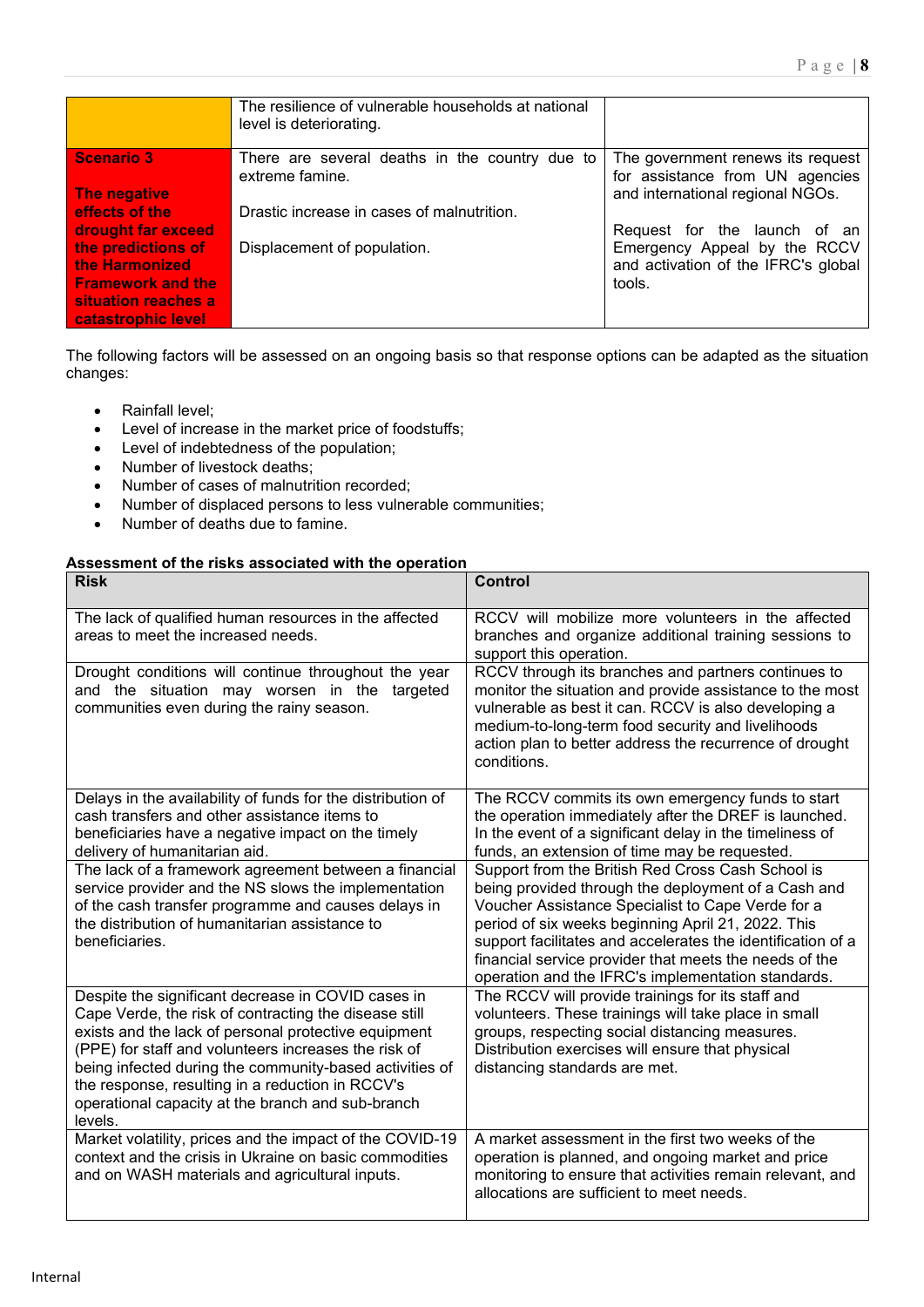| | | |
|---|---|---|
| | The resilience of vulnerable households at national level is deteriorating. | |
| **Scenario 3**<br><br>**The negative effects of the drought far exceed the predictions of the Harmonized Framework and the situation reaches a catastrophic level** | There are several deaths in the country due to extreme famine.<br><br>Drastic increase in cases of malnutrition.<br><br>Displacement of population. | The government renews its request for assistance from UN agencies and international regional NGOs.<br><br>Request for the launch of an Emergency Appeal by the RCCV and activation of the IFRC's global tools. |

The following factors will be assessed on an ongoing basis so that response options can be adapted as the situation changes:

- Rainfall level;
- Level of increase in the market price of foodstuffs;
- Level of indebtedness of the population;
- Number of livestock deaths;
- Number of cases of malnutrition recorded;
- Number of displaced persons to less vulnerable communities;
- Number of deaths due to famine.

**Assessment of the risks associated with the operation**

| Risk | Control |
|---|---|
| The lack of qualified human resources in the affected areas to meet the increased needs. | RCCV will mobilize more volunteers in the affected branches and organize additional training sessions to support this operation. |
| Drought conditions will continue throughout the year and the situation may worsen in the targeted communities even during the rainy season. | RCCV through its branches and partners continues to monitor the situation and provide assistance to the most vulnerable as best it can. RCCV is also developing a medium-to-long-term food security and livelihoods action plan to better address the recurrence of drought conditions. |
| Delays in the availability of funds for the distribution of cash transfers and other assistance items to beneficiaries have a negative impact on the timely delivery of humanitarian aid. | The RCCV commits its own emergency funds to start the operation immediately after the DREF is launched. In the event of a significant delay in the timeliness of funds, an extension of time may be requested. |
| The lack of a framework agreement between a financial service provider and the NS slows the implementation of the cash transfer programme and causes delays in the distribution of humanitarian assistance to beneficiaries. | Support from the British Red Cross Cash School is being provided through the deployment of a Cash and Voucher Assistance Specialist to Cape Verde for a period of six weeks beginning April 21, 2022. This support facilitates and accelerates the identification of a financial service provider that meets the needs of the operation and the IFRC's implementation standards. |
| Despite the significant decrease in COVID cases in Cape Verde, the risk of contracting the disease still exists and the lack of personal protective equipment (PPE) for staff and volunteers increases the risk of being infected during the community-based activities of the response, resulting in a reduction in RCCV's operational capacity at the branch and sub-branch levels. | The RCCV will provide trainings for its staff and volunteers. These trainings will take place in small groups, respecting social distancing measures. Distribution exercises will ensure that physical distancing standards are met. |
| Market volatility, prices and the impact of the COVID-19 context and the crisis in Ukraine on basic commodities and on WASH materials and agricultural inputs. | A market assessment in the first two weeks of the operation is planned, and ongoing market and price monitoring to ensure that activities remain relevant, and allocations are sufficient to meet needs. |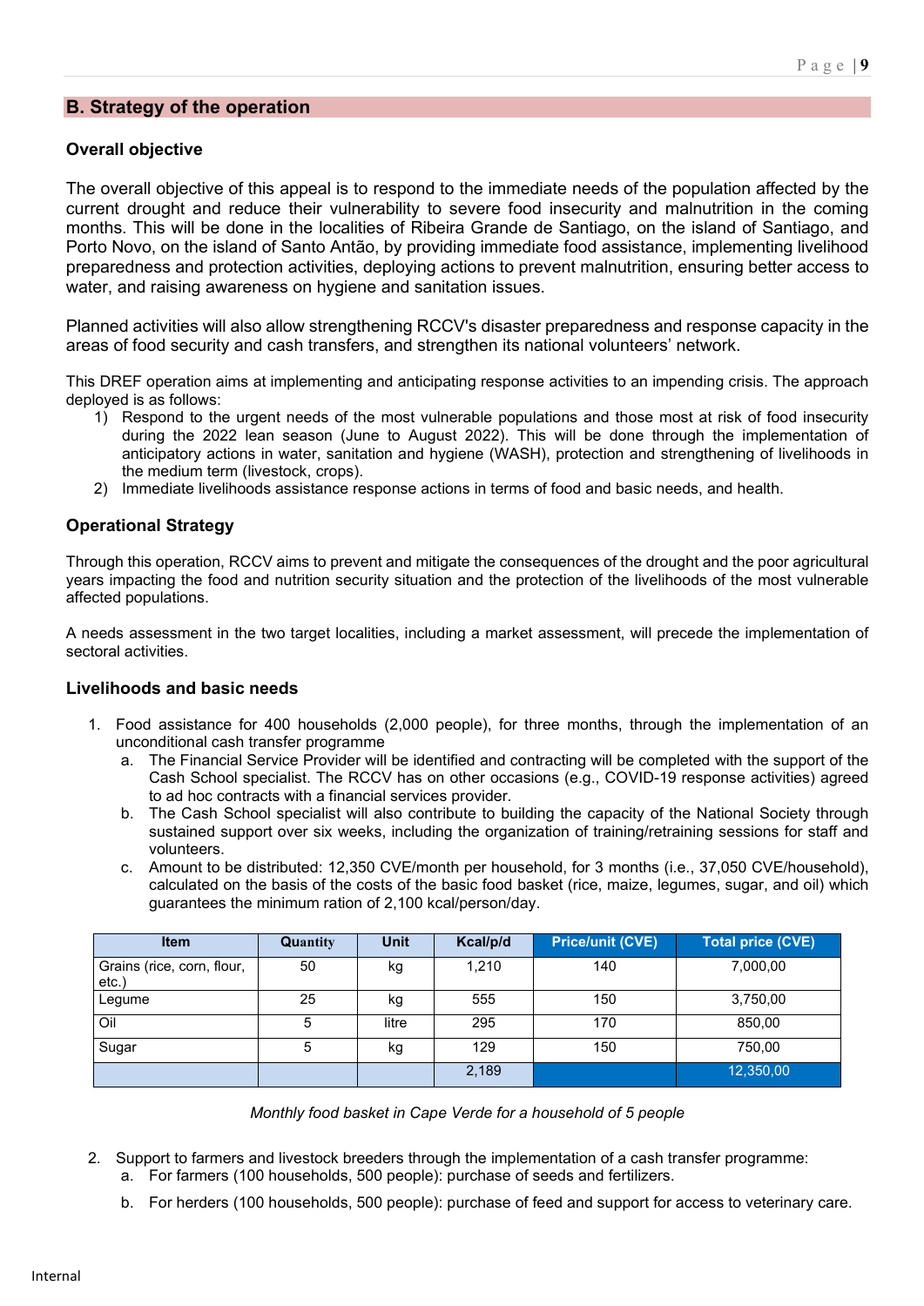## B. Strategy of the operation

### Overall objective

The overall objective of this appeal is to respond to the immediate needs of the population affected by the current drought and reduce their vulnerability to severe food insecurity and malnutrition in the coming months. This will be done in the localities of Ribeira Grande de Santiago, on the island of Santiago, and Porto Novo, on the island of Santo Antão, by providing immediate food assistance, implementing livelihood preparedness and protection activities, deploying actions to prevent malnutrition, ensuring better access to water, and raising awareness on hygiene and sanitation issues.

Planned activities will also allow strengthening RCCV's disaster preparedness and response capacity in the areas of food security and cash transfers, and strengthen its national volunteers' network.

This DREF operation aims at implementing and anticipating response activities to an impending crisis. The approach deployed is as follows:

1) Respond to the urgent needs of the most vulnerable populations and those most at risk of food insecurity during the 2022 lean season (June to August 2022). This will be done through the implementation of anticipatory actions in water, sanitation and hygiene (WASH), protection and strengthening of livelihoods in the medium term (livestock, crops).
2) Immediate livelihoods assistance response actions in terms of food and basic needs, and health.

### Operational Strategy

Through this operation, RCCV aims to prevent and mitigate the consequences of the drought and the poor agricultural years impacting the food and nutrition security situation and the protection of the livelihoods of the most vulnerable affected populations.

A needs assessment in the two target localities, including a market assessment, will precede the implementation of sectoral activities.

### Livelihoods and basic needs

1. Food assistance for 400 households (2,000 people), for three months, through the implementation of an unconditional cash transfer programme
   a. The Financial Service Provider will be identified and contracting will be completed with the support of the Cash School specialist. The RCCV has on other occasions (e.g., COVID-19 response activities) agreed to ad hoc contracts with a financial services provider.
   b. The Cash School specialist will also contribute to building the capacity of the National Society through sustained support over six weeks, including the organization of training/retraining sessions for staff and volunteers.
   c. Amount to be distributed: 12,350 CVE/month per household, for 3 months (i.e., 37,050 CVE/household), calculated on the basis of the costs of the basic food basket (rice, maize, legumes, sugar, and oil) which guarantees the minimum ration of 2,100 kcal/person/day.

| Item | Quantity | Unit | Kcal/p/d | Price/unit (CVE) | Total price (CVE) |
|---|---|---|---|---|---|
| Grains (rice, corn, flour, etc.) | 50 | kg | 1,210 | 140 | 7,000,00 |
| Legume | 25 | kg | 555 | 150 | 3,750,00 |
| Oil | 5 | litre | 295 | 170 | 850,00 |
| Sugar | 5 | kg | 129 | 150 | 750,00 |
| | | | 2,189 | | 12,350,00 |

*Monthly food basket in Cape Verde for a household of 5 people*

2. Support to farmers and livestock breeders through the implementation of a cash transfer programme:
   a. For farmers (100 households, 500 people): purchase of seeds and fertilizers.
   b. For herders (100 households, 500 people): purchase of feed and support for access to veterinary care.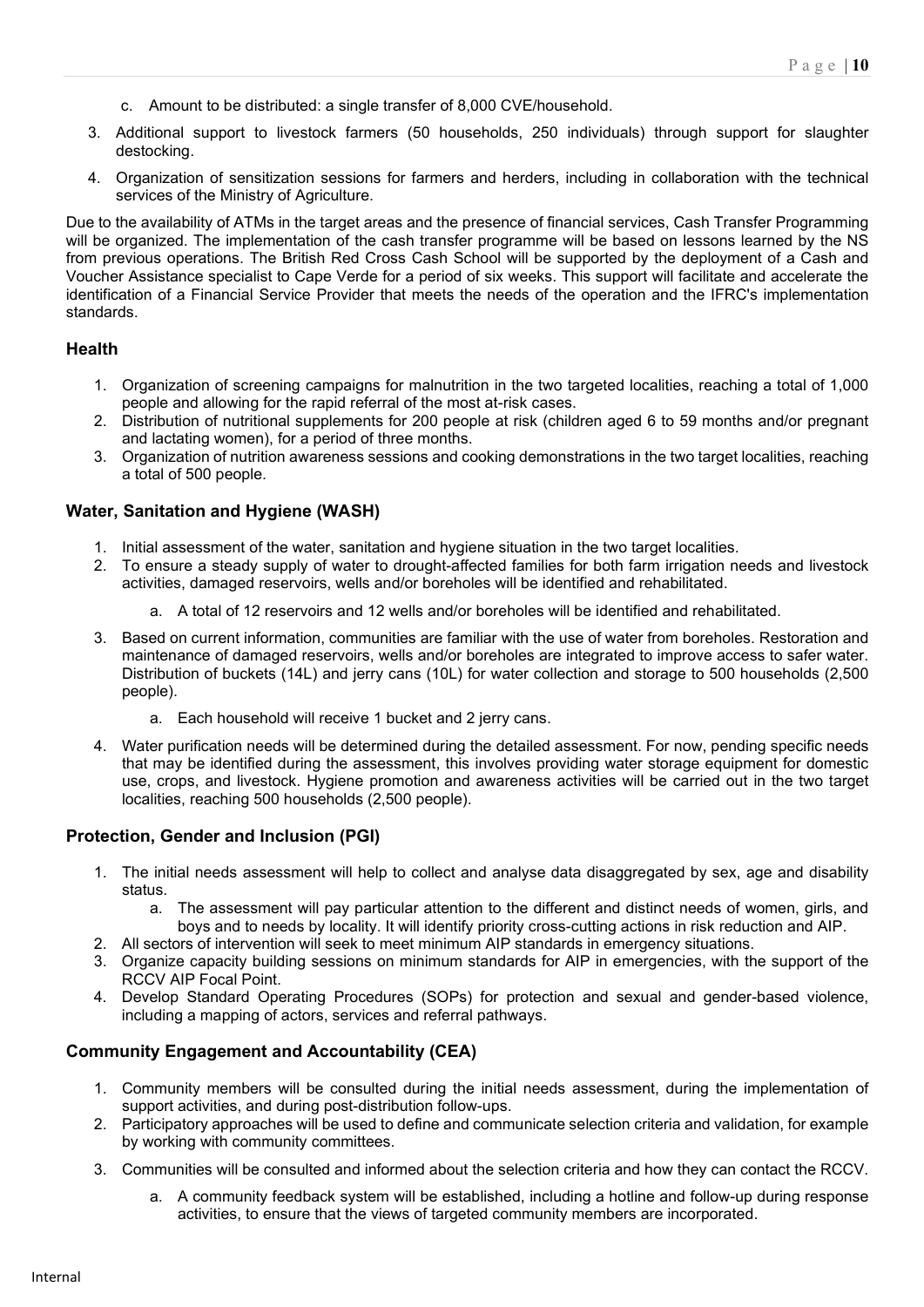c. Amount to be distributed: a single transfer of 8,000 CVE/household.

3. Additional support to livestock farmers (50 households, 250 individuals) through support for slaughter destocking.
4. Organization of sensitization sessions for farmers and herders, including in collaboration with the technical services of the Ministry of Agriculture.

Due to the availability of ATMs in the target areas and the presence of financial services, Cash Transfer Programming will be organized. The implementation of the cash transfer programme will be based on lessons learned by the NS from previous operations. The British Red Cross Cash School will be supported by the deployment of a Cash and Voucher Assistance specialist to Cape Verde for a period of six weeks. This support will facilitate and accelerate the identification of a Financial Service Provider that meets the needs of the operation and the IFRC's implementation standards.

### Health

1. Organization of screening campaigns for malnutrition in the two targeted localities, reaching a total of 1,000 people and allowing for the rapid referral of the most at-risk cases.
2. Distribution of nutritional supplements for 200 people at risk (children aged 6 to 59 months and/or pregnant and lactating women), for a period of three months.
3. Organization of nutrition awareness sessions and cooking demonstrations in the two target localities, reaching a total of 500 people.

### Water, Sanitation and Hygiene (WASH)

1. Initial assessment of the water, sanitation and hygiene situation in the two target localities.
2. To ensure a steady supply of water to drought-affected families for both farm irrigation needs and livestock activities, damaged reservoirs, wells and/or boreholes will be identified and rehabilitated.
   a. A total of 12 reservoirs and 12 wells and/or boreholes will be identified and rehabilitated.
3. Based on current information, communities are familiar with the use of water from boreholes. Restoration and maintenance of damaged reservoirs, wells and/or boreholes are integrated to improve access to safer water. Distribution of buckets (14L) and jerry cans (10L) for water collection and storage to 500 households (2,500 people).
   a. Each household will receive 1 bucket and 2 jerry cans.
4. Water purification needs will be determined during the detailed assessment. For now, pending specific needs that may be identified during the assessment, this involves providing water storage equipment for domestic use, crops, and livestock. Hygiene promotion and awareness activities will be carried out in the two target localities, reaching 500 households (2,500 people).

### Protection, Gender and Inclusion (PGI)

1. The initial needs assessment will help to collect and analyse data disaggregated by sex, age and disability status.
   a. The assessment will pay particular attention to the different and distinct needs of women, girls, and boys and to needs by locality. It will identify priority cross-cutting actions in risk reduction and AIP.
2. All sectors of intervention will seek to meet minimum AIP standards in emergency situations.
3. Organize capacity building sessions on minimum standards for AIP in emergencies, with the support of the RCCV AIP Focal Point.
4. Develop Standard Operating Procedures (SOPs) for protection and sexual and gender-based violence, including a mapping of actors, services and referral pathways.

### Community Engagement and Accountability (CEA)

1. Community members will be consulted during the initial needs assessment, during the implementation of support activities, and during post-distribution follow-ups.
2. Participatory approaches will be used to define and communicate selection criteria and validation, for example by working with community committees.
3. Communities will be consulted and informed about the selection criteria and how they can contact the RCCV.
   a. A community feedback system will be established, including a hotline and follow-up during response activities, to ensure that the views of targeted community members are incorporated.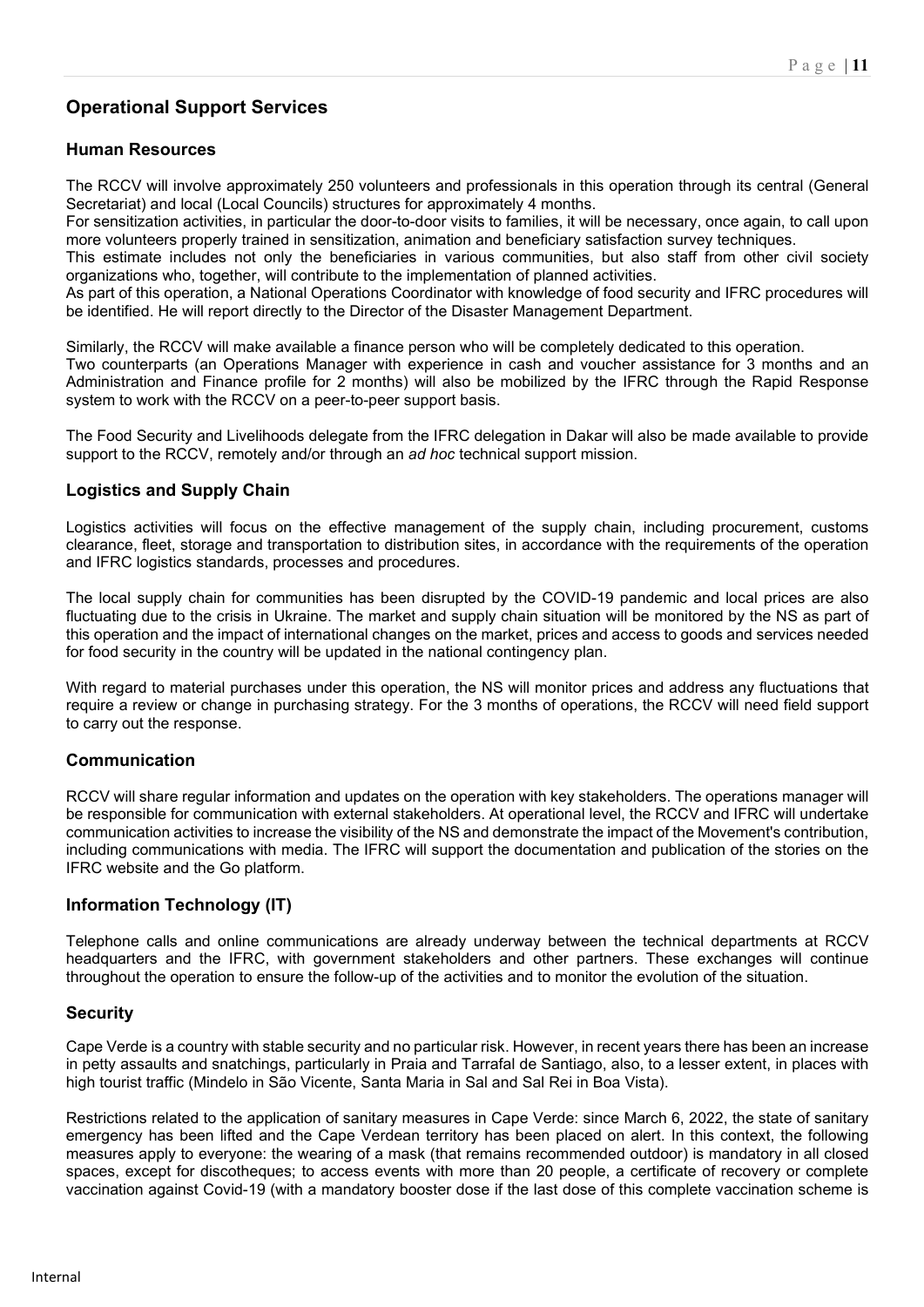## Operational Support Services

### Human Resources

The RCCV will involve approximately 250 volunteers and professionals in this operation through its central (General Secretariat) and local (Local Councils) structures for approximately 4 months.
For sensitization activities, in particular the door-to-door visits to families, it will be necessary, once again, to call upon more volunteers properly trained in sensitization, animation and beneficiary satisfaction survey techniques.
This estimate includes not only the beneficiaries in various communities, but also staff from other civil society organizations who, together, will contribute to the implementation of planned activities.
As part of this operation, a National Operations Coordinator with knowledge of food security and IFRC procedures will be identified. He will report directly to the Director of the Disaster Management Department.

Similarly, the RCCV will make available a finance person who will be completely dedicated to this operation.
Two counterparts (an Operations Manager with experience in cash and voucher assistance for 3 months and an Administration and Finance profile for 2 months) will also be mobilized by the IFRC through the Rapid Response system to work with the RCCV on a peer-to-peer support basis.

The Food Security and Livelihoods delegate from the IFRC delegation in Dakar will also be made available to provide support to the RCCV, remotely and/or through an *ad hoc* technical support mission.

### Logistics and Supply Chain

Logistics activities will focus on the effective management of the supply chain, including procurement, customs clearance, fleet, storage and transportation to distribution sites, in accordance with the requirements of the operation and IFRC logistics standards, processes and procedures.

The local supply chain for communities has been disrupted by the COVID-19 pandemic and local prices are also fluctuating due to the crisis in Ukraine. The market and supply chain situation will be monitored by the NS as part of this operation and the impact of international changes on the market, prices and access to goods and services needed for food security in the country will be updated in the national contingency plan.

With regard to material purchases under this operation, the NS will monitor prices and address any fluctuations that require a review or change in purchasing strategy. For the 3 months of operations, the RCCV will need field support to carry out the response.

### Communication

RCCV will share regular information and updates on the operation with key stakeholders. The operations manager will be responsible for communication with external stakeholders. At operational level, the RCCV and IFRC will undertake communication activities to increase the visibility of the NS and demonstrate the impact of the Movement's contribution, including communications with media. The IFRC will support the documentation and publication of the stories on the IFRC website and the Go platform.

### Information Technology (IT)

Telephone calls and online communications are already underway between the technical departments at RCCV headquarters and the IFRC, with government stakeholders and other partners. These exchanges will continue throughout the operation to ensure the follow-up of the activities and to monitor the evolution of the situation.

### Security

Cape Verde is a country with stable security and no particular risk. However, in recent years there has been an increase in petty assaults and snatchings, particularly in Praia and Tarrafal de Santiago, also, to a lesser extent, in places with high tourist traffic (Mindelo in São Vicente, Santa Maria in Sal and Sal Rei in Boa Vista).

Restrictions related to the application of sanitary measures in Cape Verde: since March 6, 2022, the state of sanitary emergency has been lifted and the Cape Verdean territory has been placed on alert. In this context, the following measures apply to everyone: the wearing of a mask (that remains recommended outdoor) is mandatory in all closed spaces, except for discotheques; to access events with more than 20 people, a certificate of recovery or complete vaccination against Covid-19 (with a mandatory booster dose if the last dose of this complete vaccination scheme is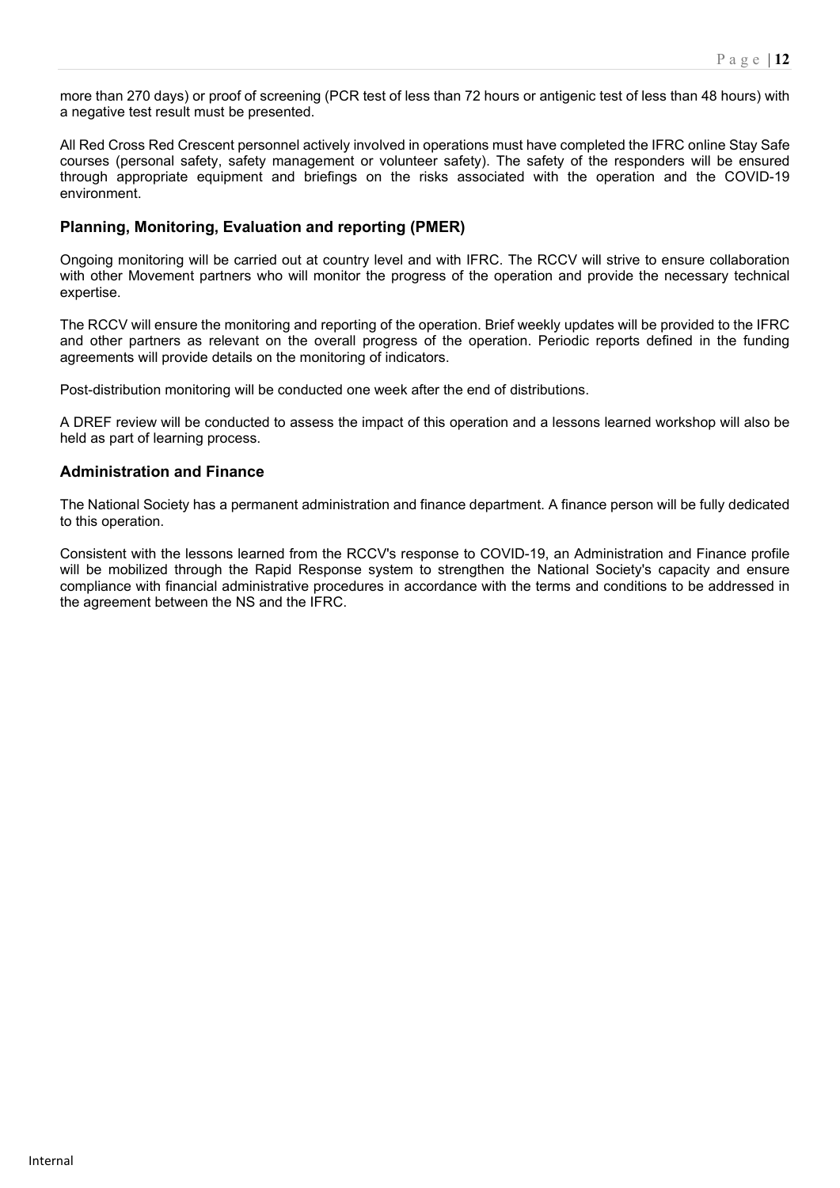more than 270 days) or proof of screening (PCR test of less than 72 hours or antigenic test of less than 48 hours) with a negative test result must be presented.

All Red Cross Red Crescent personnel actively involved in operations must have completed the IFRC online Stay Safe courses (personal safety, safety management or volunteer safety). The safety of the responders will be ensured through appropriate equipment and briefings on the risks associated with the operation and the COVID-19 environment.

### Planning, Monitoring, Evaluation and reporting (PMER)

Ongoing monitoring will be carried out at country level and with IFRC. The RCCV will strive to ensure collaboration with other Movement partners who will monitor the progress of the operation and provide the necessary technical expertise.

The RCCV will ensure the monitoring and reporting of the operation. Brief weekly updates will be provided to the IFRC and other partners as relevant on the overall progress of the operation. Periodic reports defined in the funding agreements will provide details on the monitoring of indicators.

Post-distribution monitoring will be conducted one week after the end of distributions.

A DREF review will be conducted to assess the impact of this operation and a lessons learned workshop will also be held as part of learning process.

### Administration and Finance

The National Society has a permanent administration and finance department. A finance person will be fully dedicated to this operation.

Consistent with the lessons learned from the RCCV's response to COVID-19, an Administration and Finance profile will be mobilized through the Rapid Response system to strengthen the National Society's capacity and ensure compliance with financial administrative procedures in accordance with the terms and conditions to be addressed in the agreement between the NS and the IFRC.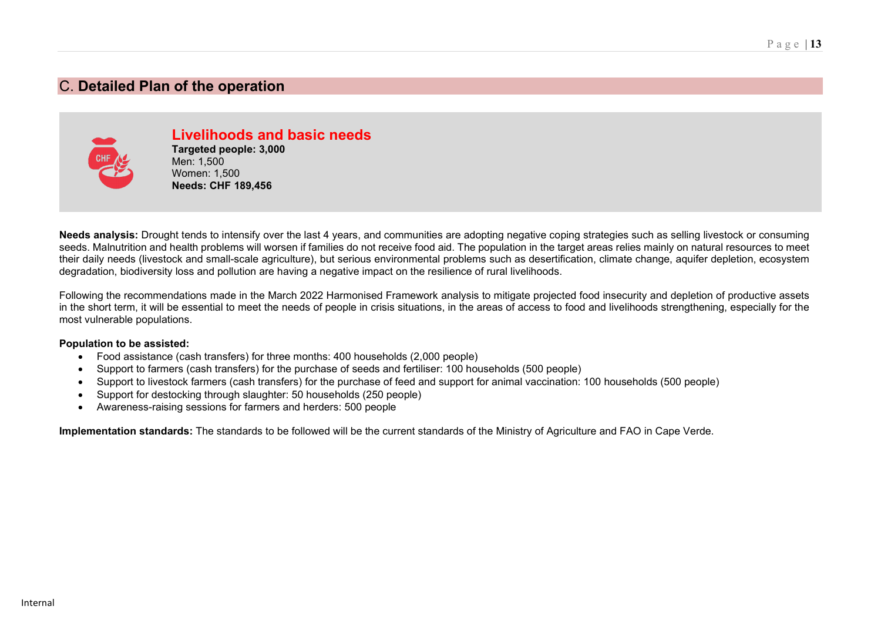## C. **Detailed Plan of the operation**

### Livelihoods and basic needs

**Targeted people: 3,000**
Men: 1,500
Women: 1,500
**Needs: CHF 189,456**

**Needs analysis:** Drought tends to intensify over the last 4 years, and communities are adopting negative coping strategies such as selling livestock or consuming seeds. Malnutrition and health problems will worsen if families do not receive food aid. The population in the target areas relies mainly on natural resources to meet their daily needs (livestock and small-scale agriculture), but serious environmental problems such as desertification, climate change, aquifer depletion, ecosystem degradation, biodiversity loss and pollution are having a negative impact on the resilience of rural livelihoods.

Following the recommendations made in the March 2022 Harmonised Framework analysis to mitigate projected food insecurity and depletion of productive assets in the short term, it will be essential to meet the needs of people in crisis situations, in the areas of access to food and livelihoods strengthening, especially for the most vulnerable populations.

**Population to be assisted:**

- Food assistance (cash transfers) for three months: 400 households (2,000 people)
- Support to farmers (cash transfers) for the purchase of seeds and fertiliser: 100 households (500 people)
- Support to livestock farmers (cash transfers) for the purchase of feed and support for animal vaccination: 100 households (500 people)
- Support for destocking through slaughter: 50 households (250 people)
- Awareness-raising sessions for farmers and herders: 500 people

**Implementation standards:** The standards to be followed will be the current standards of the Ministry of Agriculture and FAO in Cape Verde.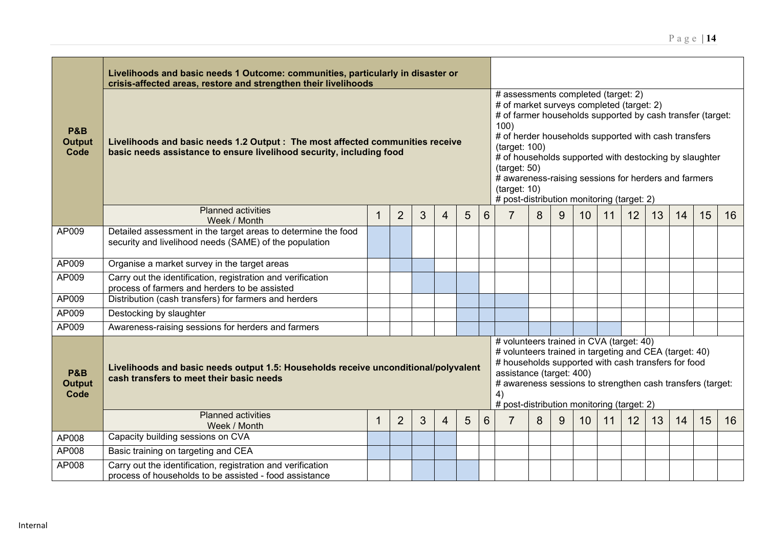| P&B Output Code | Livelihoods and basic needs 1 Outcome: communities, particularly in disaster or crisis-affected areas, restore and strengthen their livelihoods | | | | | | | | | | | | | | | | |
|---|---|---|---|---|---|---|---|---|---|---|---|---|---|---|---|---|---|
| | **Livelihoods and basic needs 1.2 Output : The most affected communities receive basic needs assistance to ensure livelihood security, including food** | | | | | | # assessments completed (target: 2)<br># of market surveys completed (target: 2)<br># of farmer households supported by cash transfer (target: 100)<br># of herder households supported with cash transfers (target: 100)<br># of households supported with destocking by slaughter (target: 50)<br># awareness-raising sessions for herders and farmers (target: 10)<br># post-distribution monitoring (target: 2) | | | | | | | | | | |
| | Planned activities<br>Week / Month | 1 | 2 | 3 | 4 | 5 | 6 | 7 | 8 | 9 | 10 | 11 | 12 | 13 | 14 | 15 | 16 |
| AP009 | Detailed assessment in the target areas to determine the food security and livelihood needs (SAME) of the population | X | X | | | | | | | | | | | | | | |
| AP009 | Organise a market survey in the target areas | | X | X | | | | | | | | | | | | | |
| AP009 | Carry out the identification, registration and verification process of farmers and herders to be assisted | | | X | X | X | | | | | | | | | | | |
| AP009 | Distribution (cash transfers) for farmers and herders | | | | | X | X | X | | | | | | | | | |
| AP009 | Destocking by slaughter | | | | | X | X | X | | | | | | | | | |
| AP009 | Awareness-raising sessions for herders and farmers | | | | | X | X | X | X | X | X | X | | | | | |
| **P&B Output Code** | **Livelihoods and basic needs output 1.5: Households receive unconditional/polyvalent cash transfers to meet their basic needs** | | | | | | # volunteers trained in CVA (target: 40)<br># volunteers trained in targeting and CEA (target: 40)<br># households supported with cash transfers for food assistance (target: 400)<br># awareness sessions to strengthen cash transfers (target: 4)<br># post-distribution monitoring (target: 2) | | | | | | | | | | |
| | Planned activities<br>Week / Month | 1 | 2 | 3 | 4 | 5 | 6 | 7 | 8 | 9 | 10 | 11 | 12 | 13 | 14 | 15 | 16 |
| AP008 | Capacity building sessions on CVA | X | X | X | X | | | | | | | | | | | | |
| AP008 | Basic training on targeting and CEA | X | X | X | X | | | | | | | | | | | | |
| AP008 | Carry out the identification, registration and verification process of households to be assisted - food assistance | | | X | X | X | | | | | | | | | | | |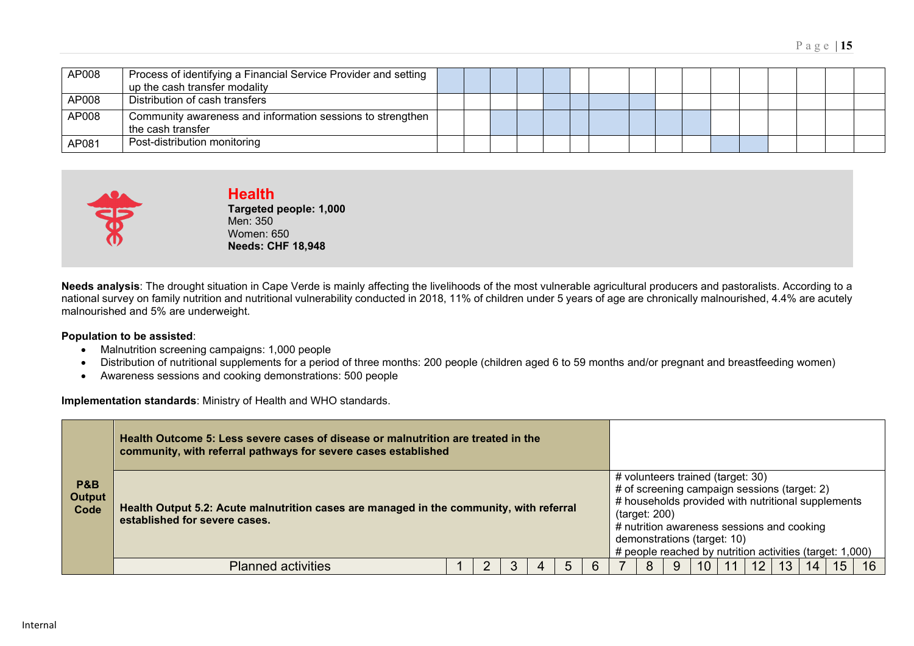| AP008 | Process of identifying a Financial Service Provider and setting up the cash transfer modality | | | | | | | | | | | | | | | | |
|---|---|---|---|---|---|---|---|---|---|---|---|---|---|---|---|---|---|
| AP008 | Distribution of cash transfers | | | | | | | | | | | | | | | | |
| AP008 | Community awareness and information sessions to strengthen the cash transfer | | | | | | | | | | | | | | | | |
| AP081 | Post-distribution monitoring | | | | | | | | | | | | | | | | |

## Health

**Targeted people: 1,000**
Men: 350
Women: 650
**Needs: CHF 18,948**

**Needs analysis**: The drought situation in Cape Verde is mainly affecting the livelihoods of the most vulnerable agricultural producers and pastoralists. According to a national survey on family nutrition and nutritional vulnerability conducted in 2018, 11% of children under 5 years of age are chronically malnourished, 4.4% are acutely malnourished and 5% are underweight.

**Population to be assisted**:

- Malnutrition screening campaigns: 1,000 people
- Distribution of nutritional supplements for a period of three months: 200 people (children aged 6 to 59 months and/or pregnant and breastfeeding women)
- Awareness sessions and cooking demonstrations: 500 people

**Implementation standards**: Ministry of Health and WHO standards.

| P&B Output Code | Health Outcome 5: Less severe cases of disease or malnutrition are treated in the community, with referral pathways for severe cases established | | | | | | | | | | | | | | | | |
|---|---|---|---|---|---|---|---|---|---|---|---|---|---|---|---|---|---|
| | **Health Output 5.2: Acute malnutrition cases are managed in the community, with referral established for severe cases.** | # volunteers trained (target: 30)<br># of screening campaign sessions (target: 2)<br># households provided with nutritional supplements (target: 200)<br># nutrition awareness sessions and cooking demonstrations (target: 10)<br># people reached by nutrition activities (target: 1,000) | | | | | | | | | | | | | | | |
| | Planned activities | 1 | 2 | 3 | 4 | 5 | 6 | 7 | 8 | 9 | 10 | 11 | 12 | 13 | 14 | 15 | 16 |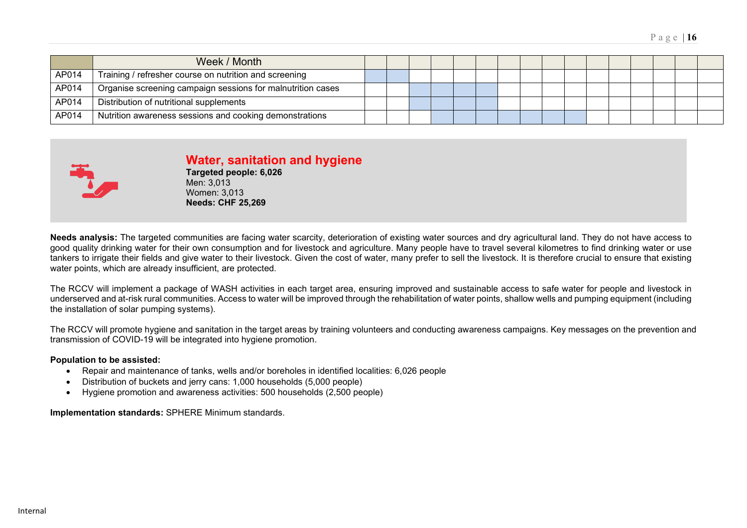| | Week / Month | | | | | | | | | | | | | | | | |
|---|---|---|---|---|---|---|---|---|---|---|---|---|---|---|---|---|---|
| AP014 | Training / refresher course on nutrition and screening | | | | | | | | | | | | | | | | |
| AP014 | Organise screening campaign sessions for malnutrition cases | | | | | | | | | | | | | | | | |
| AP014 | Distribution of nutritional supplements | | | | | | | | | | | | | | | | |
| AP014 | Nutrition awareness sessions and cooking demonstrations | | | | | | | | | | | | | | | | |

## Water, sanitation and hygiene

**Targeted people: 6,026**
Men: 3,013
Women: 3,013
**Needs: CHF 25,269**

**Needs analysis:** The targeted communities are facing water scarcity, deterioration of existing water sources and dry agricultural land. They do not have access to good quality drinking water for their own consumption and for livestock and agriculture. Many people have to travel several kilometres to find drinking water or use tankers to irrigate their fields and give water to their livestock. Given the cost of water, many prefer to sell the livestock. It is therefore crucial to ensure that existing water points, which are already insufficient, are protected.

The RCCV will implement a package of WASH activities in each target area, ensuring improved and sustainable access to safe water for people and livestock in underserved and at-risk rural communities. Access to water will be improved through the rehabilitation of water points, shallow wells and pumping equipment (including the installation of solar pumping systems).

The RCCV will promote hygiene and sanitation in the target areas by training volunteers and conducting awareness campaigns. Key messages on the prevention and transmission of COVID-19 will be integrated into hygiene promotion.

**Population to be assisted:**

- Repair and maintenance of tanks, wells and/or boreholes in identified localities: 6,026 people
- Distribution of buckets and jerry cans: 1,000 households (5,000 people)
- Hygiene promotion and awareness activities: 500 households (2,500 people)

**Implementation standards:** SPHERE Minimum standards.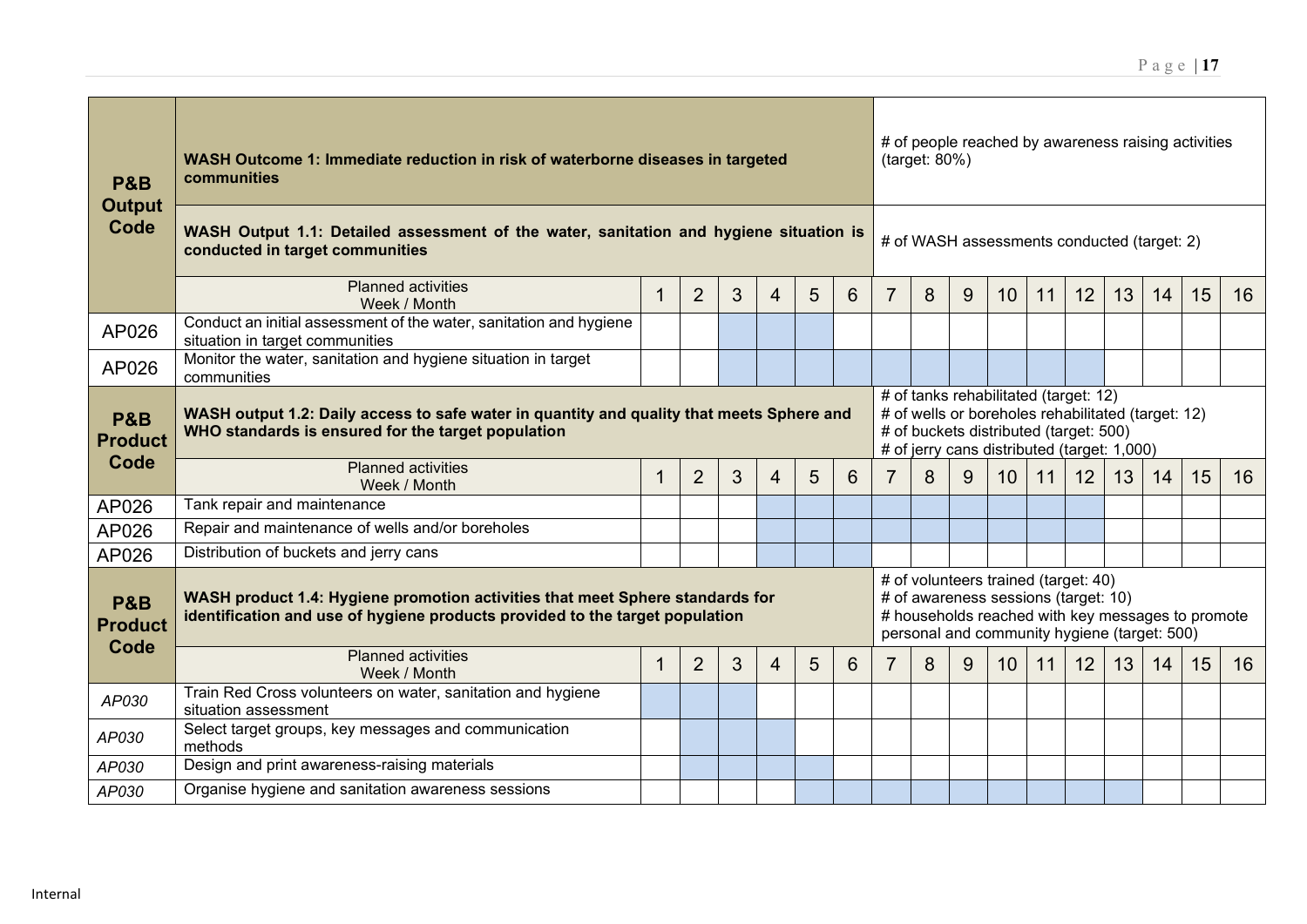| P&B Output Code | WASH Outcome 1: Immediate reduction in risk of waterborne diseases in targeted communities | | | | | | | # of people reached by awareness raising activities (target: 80%) | | | | | | | | | |
|---|---|---|---|---|---|---|---|---|---|---|---|---|---|---|---|---|---|
| | **WASH Output 1.1: Detailed assessment of the water, sanitation and hygiene situation is conducted in target communities** | | | | | | | # of WASH assessments conducted (target: 2) | | | | | | | | | |
| | Planned activities Week / Month | 1 | 2 | 3 | 4 | 5 | 6 | 7 | 8 | 9 | 10 | 11 | 12 | 13 | 14 | 15 | 16 |
| AP026 | Conduct an initial assessment of the water, sanitation and hygiene situation in target communities | | | X | X | X | | | | | | | | | | | |
| AP026 | Monitor the water, sanitation and hygiene situation in target communities | | | X | X | X | X | X | X | X | X | X | X | | | | |
| **P&B Product Code** | **WASH output 1.2: Daily access to safe water in quantity and quality that meets Sphere and WHO standards is ensured for the target population** | | | | | | | # of tanks rehabilitated (target: 12)<br># of wells or boreholes rehabilitated (target: 12)<br># of buckets distributed (target: 500)<br># of jerry cans distributed (target: 1,000) | | | | | | | | | |
| | Planned activities Week / Month | 1 | 2 | 3 | 4 | 5 | 6 | 7 | 8 | 9 | 10 | 11 | 12 | 13 | 14 | 15 | 16 |
| AP026 | Tank repair and maintenance | | | | X | X | X | X | X | X | X | X | X | | | | |
| AP026 | Repair and maintenance of wells and/or boreholes | | | | X | X | X | X | X | X | X | X | X | | | | |
| AP026 | Distribution of buckets and jerry cans | | | | X | X | X | | | | | | | | | | |
| **P&B Product Code** | **WASH product 1.4: Hygiene promotion activities that meet Sphere standards for identification and use of hygiene products provided to the target population** | | | | | | | # of volunteers trained (target: 40)<br># of awareness sessions (target: 10)<br># households reached with key messages to promote personal and community hygiene (target: 500) | | | | | | | | | |
| | Planned activities Week / Month | 1 | 2 | 3 | 4 | 5 | 6 | 7 | 8 | 9 | 10 | 11 | 12 | 13 | 14 | 15 | 16 |
| *AP030* | Train Red Cross volunteers on water, sanitation and hygiene situation assessment | X | X | X | | | | | | | | | | | | | |
| *AP030* | Select target groups, key messages and communication methods | | X | X | X | | | | | | | | | | | | |
| *AP030* | Design and print awareness-raising materials | | X | X | X | X | | | | | | | | | | | |
| *AP030* | Organise hygiene and sanitation awareness sessions | | | | | X | X | X | X | X | X | X | X | X | | | |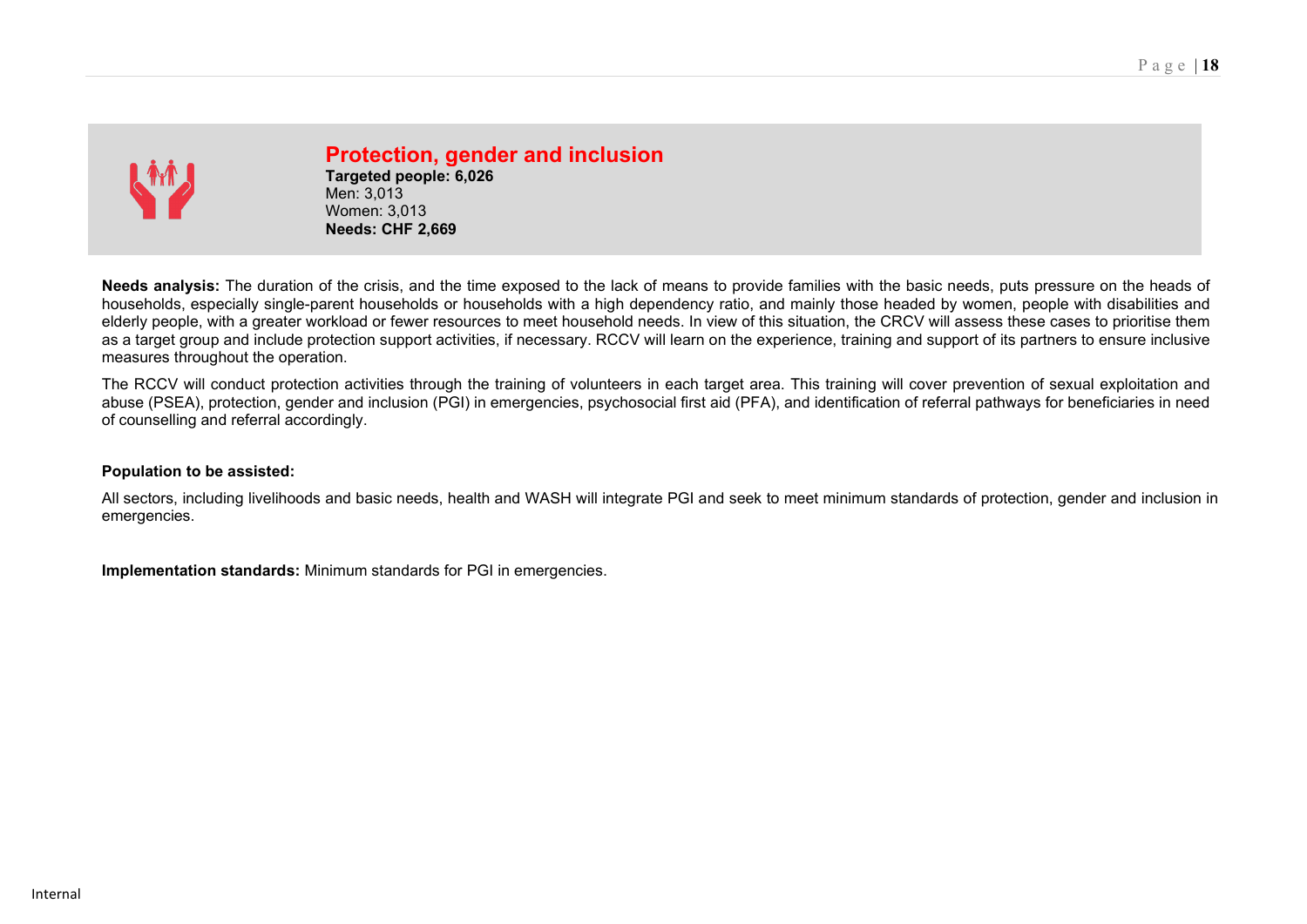## Protection, gender and inclusion

**Targeted people: 6,026**
Men: 3,013
Women: 3,013
**Needs: CHF 2,669**

**Needs analysis:** The duration of the crisis, and the time exposed to the lack of means to provide families with the basic needs, puts pressure on the heads of households, especially single-parent households or households with a high dependency ratio, and mainly those headed by women, people with disabilities and elderly people, with a greater workload or fewer resources to meet household needs. In view of this situation, the CRCV will assess these cases to prioritise them as a target group and include protection support activities, if necessary. RCCV will learn on the experience, training and support of its partners to ensure inclusive measures throughout the operation.

The RCCV will conduct protection activities through the training of volunteers in each target area. This training will cover prevention of sexual exploitation and abuse (PSEA), protection, gender and inclusion (PGI) in emergencies, psychosocial first aid (PFA), and identification of referral pathways for beneficiaries in need of counselling and referral accordingly.

**Population to be assisted:**

All sectors, including livelihoods and basic needs, health and WASH will integrate PGI and seek to meet minimum standards of protection, gender and inclusion in emergencies.

**Implementation standards:** Minimum standards for PGI in emergencies.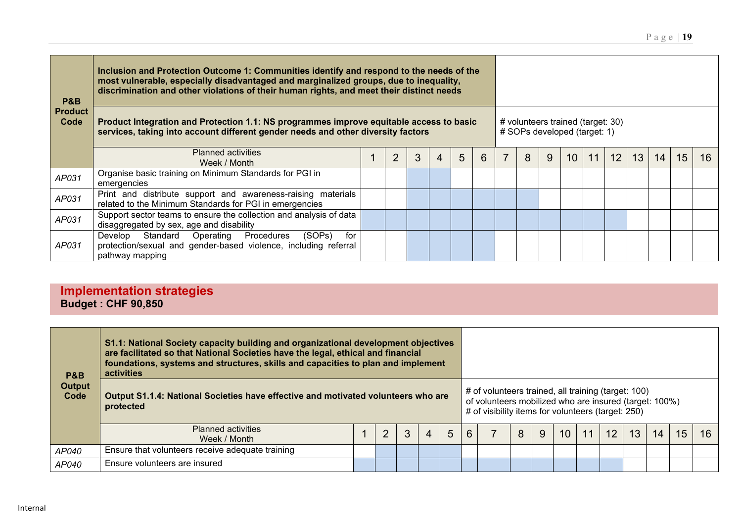| P&B Product Code | Inclusion and Protection Outcome 1: Communities identify and respond to the needs of the most vulnerable, especially disadvantaged and marginalized groups, due to inequality, discrimination and other violations of their human rights, and meet their distinct needs | | | | | | | | | | | | | | | | |
|---|---|---|---|---|---|---|---|---|---|---|---|---|---|---|---|---|---|
| | **Product Integration and Protection 1.1: NS programmes improve equitable access to basic services, taking into account different gender needs and other diversity factors** | # volunteers trained (target: 30)<br># SOPs developed (target: 1) | | | | | | | | | | | | | | | |
| | Planned activities Week / Month | 1 | 2 | 3 | 4 | 5 | 6 | 7 | 8 | 9 | 10 | 11 | 12 | 13 | 14 | 15 | 16 |
| *AP031* | Organise basic training on Minimum Standards for PGI in emergencies | | | | | | | | | | | | | | | | |
| *AP031* | Print and distribute support and awareness-raising materials related to the Minimum Standards for PGI in emergencies | | | | | | | | | | | | | | | | |
| *AP031* | Support sector teams to ensure the collection and analysis of data disaggregated by sex, age and disability | | | | | | | | | | | | | | | | |
| *AP031* | Develop Standard Operating Procedures (SOPs) for protection/sexual and gender-based violence, including referral pathway mapping | | | | | | | | | | | | | | | | |

## Implementation strategies

**Budget : CHF 90,850**

| P&B Output Code | **S1.1: National Society capacity building and organizational development objectives are facilitated so that National Societies have the legal, ethical and financial foundations, systems and structures, skills and capacities to plan and implement activities** | | | | | | | | | | | | | | | | |
|---|---|---|---|---|---|---|---|---|---|---|---|---|---|---|---|---|---|
| | **Output S1.1.4: National Societies have effective and motivated volunteers who are protected** | # of volunteers trained, all training (target: 100)<br>of volunteers mobilized who are insured (target: 100%)<br># of visibility items for volunteers (target: 250) | | | | | | | | | | | | | | | |
| | Planned activities Week / Month | 1 | 2 | 3 | 4 | 5 | 6 | 7 | 8 | 9 | 10 | 11 | 12 | 13 | 14 | 15 | 16 |
| *AP040* | Ensure that volunteers receive adequate training | | | | | | | | | | | | | | | | |
| *AP040* | Ensure volunteers are insured | | | | | | | | | | | | | | | | |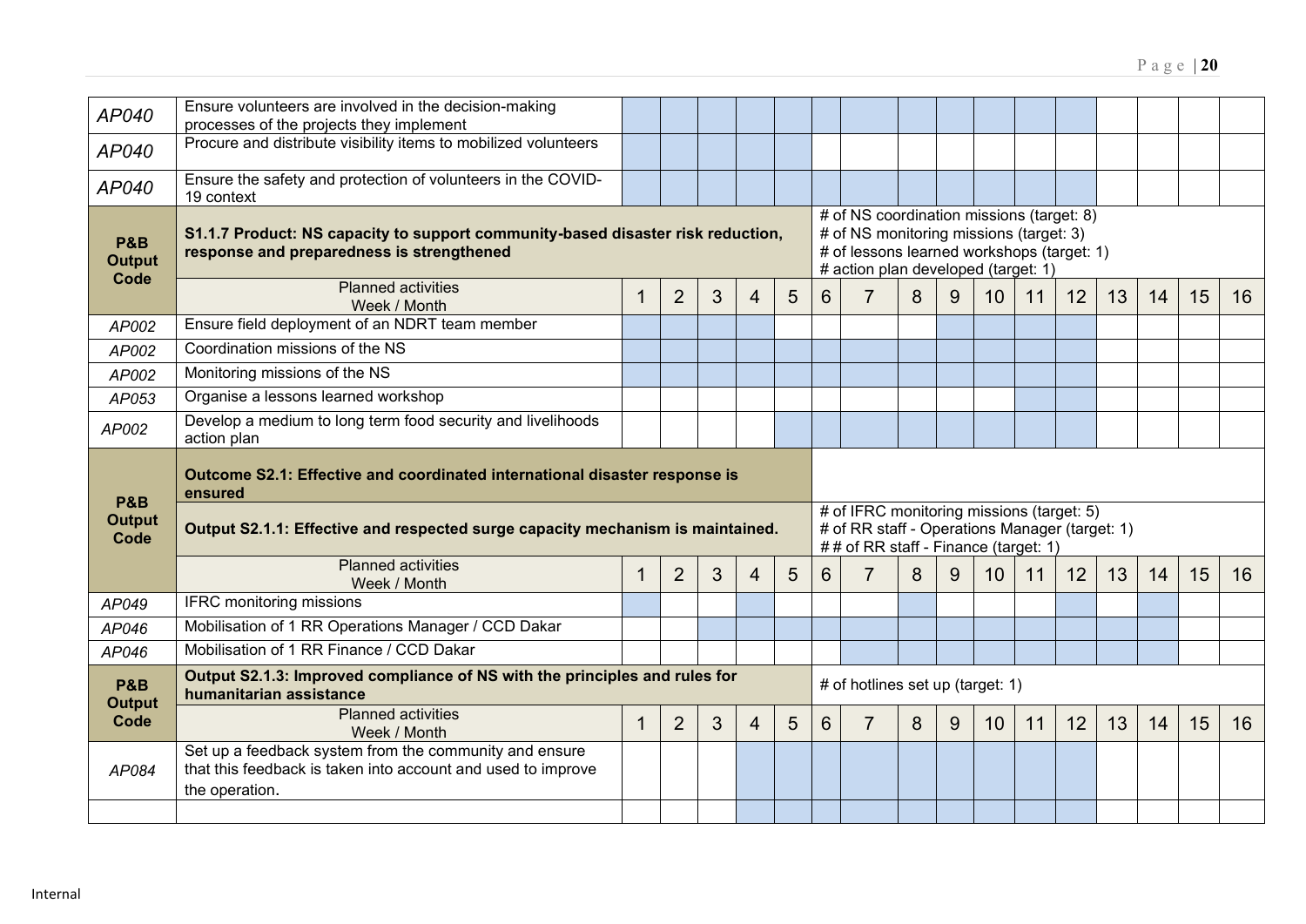| | | | | | | | | | | | | | | | | | |
|---|---|---|---|---|---|---|---|---|---|---|---|---|---|---|---|---|---|
| *AP040* | Ensure volunteers are involved in the decision-making processes of the projects they implement | | | | | | | | | | | | | | | | |
| *AP040* | Procure and distribute visibility items to mobilized volunteers | | | | | | | | | | | | | | | | |
| *AP040* | Ensure the safety and protection of volunteers in the COVID-19 context | | | | | | | | | | | | | | | | |
| **P&B Output Code** | **S1.1.7 Product: NS capacity to support community-based disaster risk reduction, response and preparedness is strengthened** | | | | | | # of NS coordination missions (target: 8)<br># of NS monitoring missions (target: 3)<br># of lessons learned workshops (target: 1)<br># action plan developed (target: 1) | | | | | | | | | | |
| | Planned activities<br>Week / Month | 1 | 2 | 3 | 4 | 5 | 6 | 7 | 8 | 9 | 10 | 11 | 12 | 13 | 14 | 15 | 16 |
| *AP002* | Ensure field deployment of an NDRT team member | | | | | | | | | | | | | | | | |
| *AP002* | Coordination missions of the NS | | | | | | | | | | | | | | | | |
| *AP002* | Monitoring missions of the NS | | | | | | | | | | | | | | | | |
| *AP053* | Organise a lessons learned workshop | | | | | | | | | | | | | | | | |
| *AP002* | Develop a medium to long term food security and livelihoods action plan | | | | | | | | | | | | | | | | |
| **P&B Output Code** | **Outcome S2.1: Effective and coordinated international disaster response is ensured** | | | | | | | | | | | | | | | | |
| | **Output S2.1.1: Effective and respected surge capacity mechanism is maintained.** | | | | | | # of IFRC monitoring missions (target: 5)<br># of RR staff - Operations Manager (target: 1)<br># # of RR staff - Finance (target: 1) | | | | | | | | | | |
| | Planned activities<br>Week / Month | 1 | 2 | 3 | 4 | 5 | 6 | 7 | 8 | 9 | 10 | 11 | 12 | 13 | 14 | 15 | 16 |
| *AP049* | IFRC monitoring missions | | | | | | | | | | | | | | | | |
| *AP046* | Mobilisation of 1 RR Operations Manager / CCD Dakar | | | | | | | | | | | | | | | | |
| *AP046* | Mobilisation of 1 RR Finance / CCD Dakar | | | | | | | | | | | | | | | | |
| **P&B Output Code** | **Output S2.1.3: Improved compliance of NS with the principles and rules for humanitarian assistance** | | | | | | # of hotlines set up (target: 1) | | | | | | | | | | |
| | Planned activities<br>Week / Month | 1 | 2 | 3 | 4 | 5 | 6 | 7 | 8 | 9 | 10 | 11 | 12 | 13 | 14 | 15 | 16 |
| *AP084* | Set up a feedback system from the community and ensure that this feedback is taken into account and used to improve the operation. | | | | | | | | | | | | | | | | |
| | | | | | | | | | | | | | | | | | |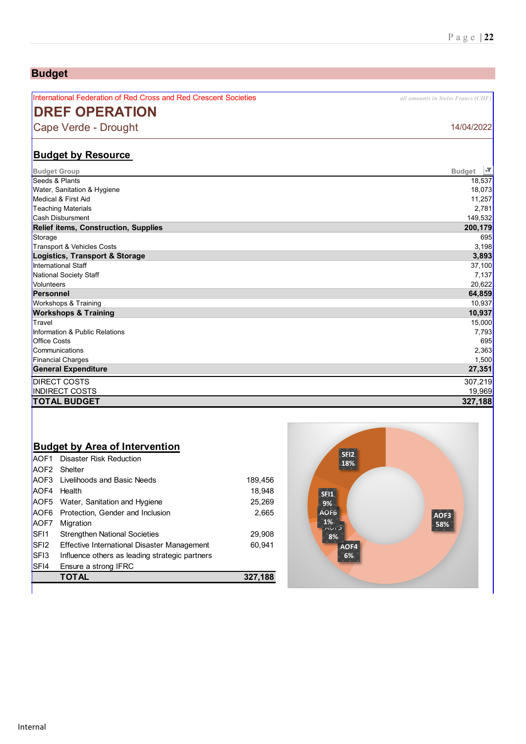## Budget

International Federation of Red Cross and Red Crescent Societies

*all amounts in Swiss Francs (CHF)*

# DREF OPERATION

Cape Verde - Drought

14/04/2022

### Budget by Resource

| Budget Group | Budget |
|---|---|
| Seeds & Plants | 18,537 |
| Water, Sanitation & Hygiene | 18,073 |
| Medical & First Aid | 11,257 |
| Teaching Materials | 2,781 |
| Cash Disbursment | 149,532 |
| **Relief items, Construction, Supplies** | **200,179** |
| Storage | 695 |
| Transport & Vehicles Costs | 3,198 |
| **Logistics, Transport & Storage** | **3,893** |
| International Staff | 37,100 |
| National Society Staff | 7,137 |
| Volunteers | 20,622 |
| **Personnel** | **64,859** |
| Workshops & Training | 10,937 |
| **Workshops & Training** | **10,937** |
| Travel | 15,000 |
| Information & Public Relations | 7,793 |
| Office Costs | 695 |
| Communications | 2,363 |
| Financial Charges | 1,500 |
| **General Expenditure** | **27,351** |
| DIRECT COSTS | 307,219 |
| INDIRECT COSTS | 19,969 |
| **TOTAL BUDGET** | **327,188** |

### Budget by Area of Intervention

| | | |
|---|---|---|
| AOF1 | Disaster Risk Reduction | |
| AOF2 | Shelter | |
| AOF3 | Livelihoods and Basic Needs | 189,456 |
| AOF4 | Health | 18,948 |
| AOF5 | Water, Sanitation and Hygiene | 25,269 |
| AOF6 | Protection, Gender and Inclusion | 2,665 |
| AOF7 | Migration | |
| SFI1 | Strengthen National Societies | 29,908 |
| SFI2 | Effective International Disaster Management | 60,941 |
| SFI3 | Influence others as leading strategic partners | |
| SFI4 | Ensure a strong IFRC | |
| | **TOTAL** | **327,188** |

SFI2 18%, SFI1 9%, AOF6 1%, AOF5 8%, AOF4 6%, AOF3 58%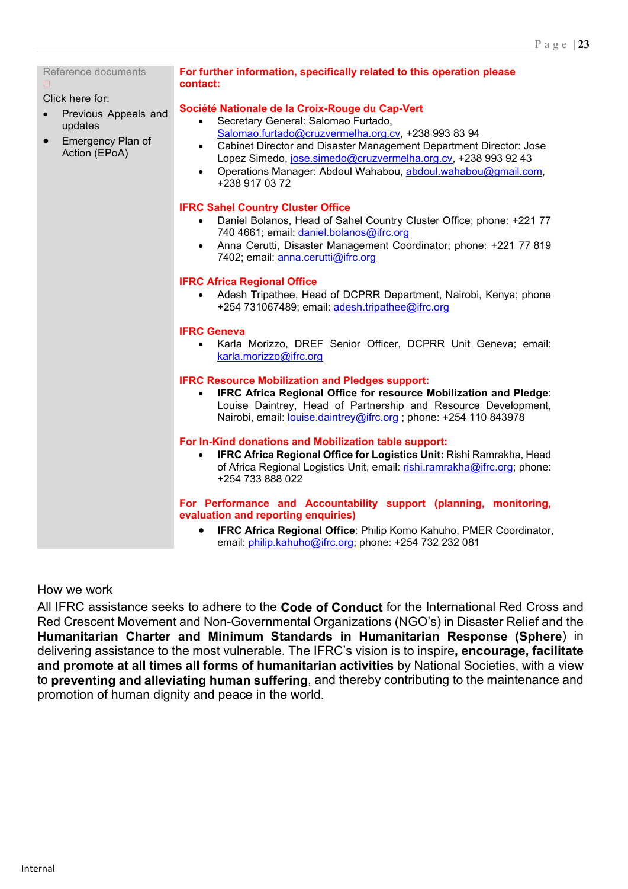Reference documents

Click here for:

- Previous Appeals and updates
- Emergency Plan of Action (EPoA)

**For further information, specifically related to this operation please contact:**

**Société Nationale de la Croix-Rouge du Cap-Vert**

- Secretary General: Salomao Furtado, Salomao.furtado@cruzvermelha.org.cv, +238 993 83 94
- Cabinet Director and Disaster Management Department Director: Jose Lopez Simedo, jose.simedo@cruzvermelha.org.cv, +238 993 92 43
- Operations Manager: Abdoul Wahabou, abdoul.wahabou@gmail.com, +238 917 03 72

**IFRC Sahel Country Cluster Office**

- Daniel Bolanos, Head of Sahel Country Cluster Office; phone: +221 77 740 4661; email: daniel.bolanos@ifrc.org
- Anna Cerutti, Disaster Management Coordinator; phone: +221 77 819 7402; email: anna.cerutti@ifrc.org

**IFRC Africa Regional Office**

- Adesh Tripathee, Head of DCPRR Department, Nairobi, Kenya; phone +254 731067489; email: adesh.tripathee@ifrc.org

**IFRC Geneva**

- Karla Morizzo, DREF Senior Officer, DCPRR Unit Geneva; email: karla.morizzo@ifrc.org

**IFRC Resource Mobilization and Pledges support:**

- **IFRC Africa Regional Office for resource Mobilization and Pledge**: Louise Daintrey, Head of Partnership and Resource Development, Nairobi, email: louise.daintrey@ifrc.org ; phone: +254 110 843978

**For In-Kind donations and Mobilization table support:**

- **IFRC Africa Regional Office for Logistics Unit:** Rishi Ramrakha, Head of Africa Regional Logistics Unit, email: rishi.ramrakha@ifrc.org; phone: +254 733 888 022

**For Performance and Accountability support (planning, monitoring, evaluation and reporting enquiries)**

- **IFRC Africa Regional Office**: Philip Komo Kahuho, PMER Coordinator, email: philip.kahuho@ifrc.org; phone: +254 732 232 081

How we work

All IFRC assistance seeks to adhere to the **Code of Conduct** for the International Red Cross and Red Crescent Movement and Non-Governmental Organizations (NGO's) in Disaster Relief and the **Humanitarian Charter and Minimum Standards in Humanitarian Response (Sphere**) in delivering assistance to the most vulnerable. The IFRC's vision is to inspire**, encourage, facilitate and promote at all times all forms of humanitarian activities** by National Societies, with a view to **preventing and alleviating human suffering**, and thereby contributing to the maintenance and promotion of human dignity and peace in the world.